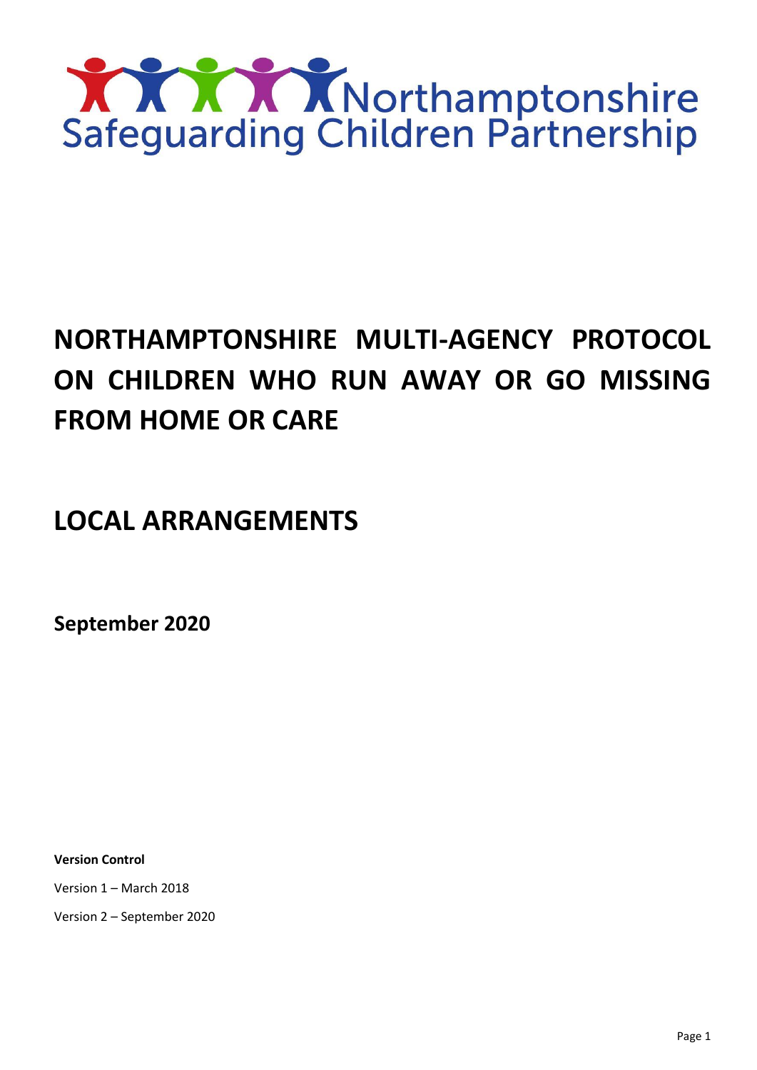Northamptonshire Safeguarding Children Partnership

# NORTHAMPTONSHIRE MULTI-AGENCY PROTOCOL ON CHILDREN WHO RUN AWAY OR GO MISSING FROM HOME OR CARE

# LOCAL ARRANGEMENTS

**September 2020**

**Version Control**

Version 1 – March 2018

Version 2 – September 2020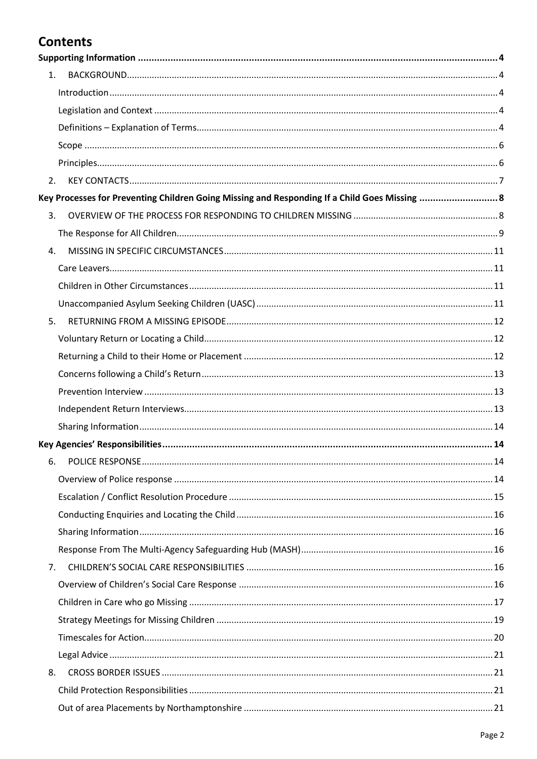# Contents

**Supporting Information** .................................................................................. 4

1. BACKGROUND .................................................................................. 4
   - Introduction .................................................................................. 4
   - Legislation and Context .................................................................................. 4
   - Definitions – Explanation of Terms .................................................................................. 4
   - Scope .................................................................................. 6
   - Principles .................................................................................. 6
2. KEY CONTACTS .................................................................................. 7

**Key Processes for Preventing Children Going Missing and Responding If a Child Goes Missing** .................. 8

3. OVERVIEW OF THE PROCESS FOR RESPONDING TO CHILDREN MISSING .................................. 8
   - The Response for All Children .................................................................................. 9
4. MISSING IN SPECIFIC CIRCUMSTANCES .................................................................................. 11
   - Care Leavers .................................................................................. 11
   - Children in Other Circumstances .................................................................................. 11
   - Unaccompanied Asylum Seeking Children (UASC) .................................................................................. 11
5. RETURNING FROM A MISSING EPISODE .................................................................................. 12
   - Voluntary Return or Locating a Child .................................................................................. 12
   - Returning a Child to their Home or Placement .................................................................................. 12
   - Concerns following a Child's Return .................................................................................. 13
   - Prevention Interview .................................................................................. 13
   - Independent Return Interviews .................................................................................. 13
   - Sharing Information .................................................................................. 14

**Key Agencies' Responsibilities** .................................................................................. 14

6. POLICE RESPONSE .................................................................................. 14
   - Overview of Police response .................................................................................. 14
   - Escalation / Conflict Resolution Procedure .................................................................................. 15
   - Conducting Enquiries and Locating the Child .................................................................................. 16
   - Sharing Information .................................................................................. 16
   - Response From The Multi-Agency Safeguarding Hub (MASH) .................................................................................. 16
7. CHILDREN'S SOCIAL CARE RESPONSIBILITIES .................................................................................. 16
   - Overview of Children's Social Care Response .................................................................................. 16
   - Children in Care who go Missing .................................................................................. 17
   - Strategy Meetings for Missing Children .................................................................................. 19
   - Timescales for Action .................................................................................. 20
   - Legal Advice .................................................................................. 21
8. CROSS BORDER ISSUES .................................................................................. 21
   - Child Protection Responsibilities .................................................................................. 21
   - Out of area Placements by Northamptonshire .................................................................................. 21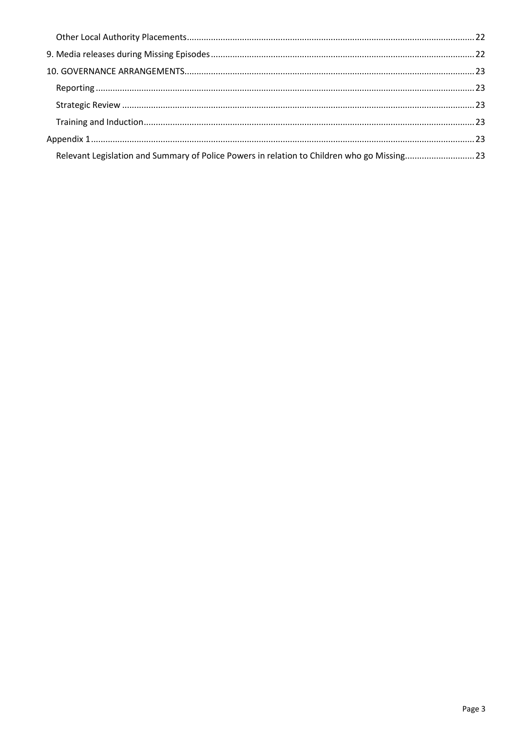Other Local Authority Placements ........................................................................................................ 22

9. Media releases during Missing Episodes ............................................................................................. 22

10. GOVERNANCE ARRANGEMENTS ......................................................................................................... 23

Reporting ........................................................................................................................................... 23

Strategic Review ................................................................................................................................. 23

Training and Induction ........................................................................................................................ 23

Appendix 1 .............................................................................................................................................. 23

Relevant Legislation and Summary of Police Powers in relation to Children who go Missing ............................ 23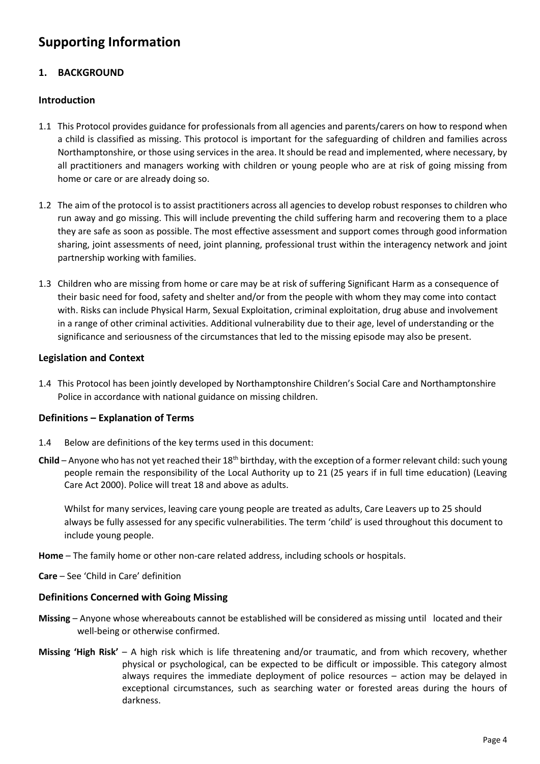# Supporting Information

## 1. BACKGROUND

### Introduction

1.1 This Protocol provides guidance for professionals from all agencies and parents/carers on how to respond when a child is classified as missing. This protocol is important for the safeguarding of children and families across Northamptonshire, or those using services in the area. It should be read and implemented, where necessary, by all practitioners and managers working with children or young people who are at risk of going missing from home or care or are already doing so.

1.2 The aim of the protocol is to assist practitioners across all agencies to develop robust responses to children who run away and go missing. This will include preventing the child suffering harm and recovering them to a place they are safe as soon as possible. The most effective assessment and support comes through good information sharing, joint assessments of need, joint planning, professional trust within the interagency network and joint partnership working with families.

1.3 Children who are missing from home or care may be at risk of suffering Significant Harm as a consequence of their basic need for food, safety and shelter and/or from the people with whom they may come into contact with. Risks can include Physical Harm, Sexual Exploitation, criminal exploitation, drug abuse and involvement in a range of other criminal activities. Additional vulnerability due to their age, level of understanding or the significance and seriousness of the circumstances that led to the missing episode may also be present.

### Legislation and Context

1.4 This Protocol has been jointly developed by Northamptonshire Children's Social Care and Northamptonshire Police in accordance with national guidance on missing children.

### Definitions – Explanation of Terms

1.4 Below are definitions of the key terms used in this document:

**Child** – Anyone who has not yet reached their 18th birthday, with the exception of a former relevant child: such young people remain the responsibility of the Local Authority up to 21 (25 years if in full time education) (Leaving Care Act 2000). Police will treat 18 and above as adults.

Whilst for many services, leaving care young people are treated as adults, Care Leavers up to 25 should always be fully assessed for any specific vulnerabilities. The term 'child' is used throughout this document to include young people.

**Home** – The family home or other non-care related address, including schools or hospitals.

**Care** – See 'Child in Care' definition

### Definitions Concerned with Going Missing

**Missing** – Anyone whose whereabouts cannot be established will be considered as missing until located and their well-being or otherwise confirmed.

**Missing 'High Risk'** – A high risk which is life threatening and/or traumatic, and from which recovery, whether physical or psychological, can be expected to be difficult or impossible. This category almost always requires the immediate deployment of police resources – action may be delayed in exceptional circumstances, such as searching water or forested areas during the hours of darkness.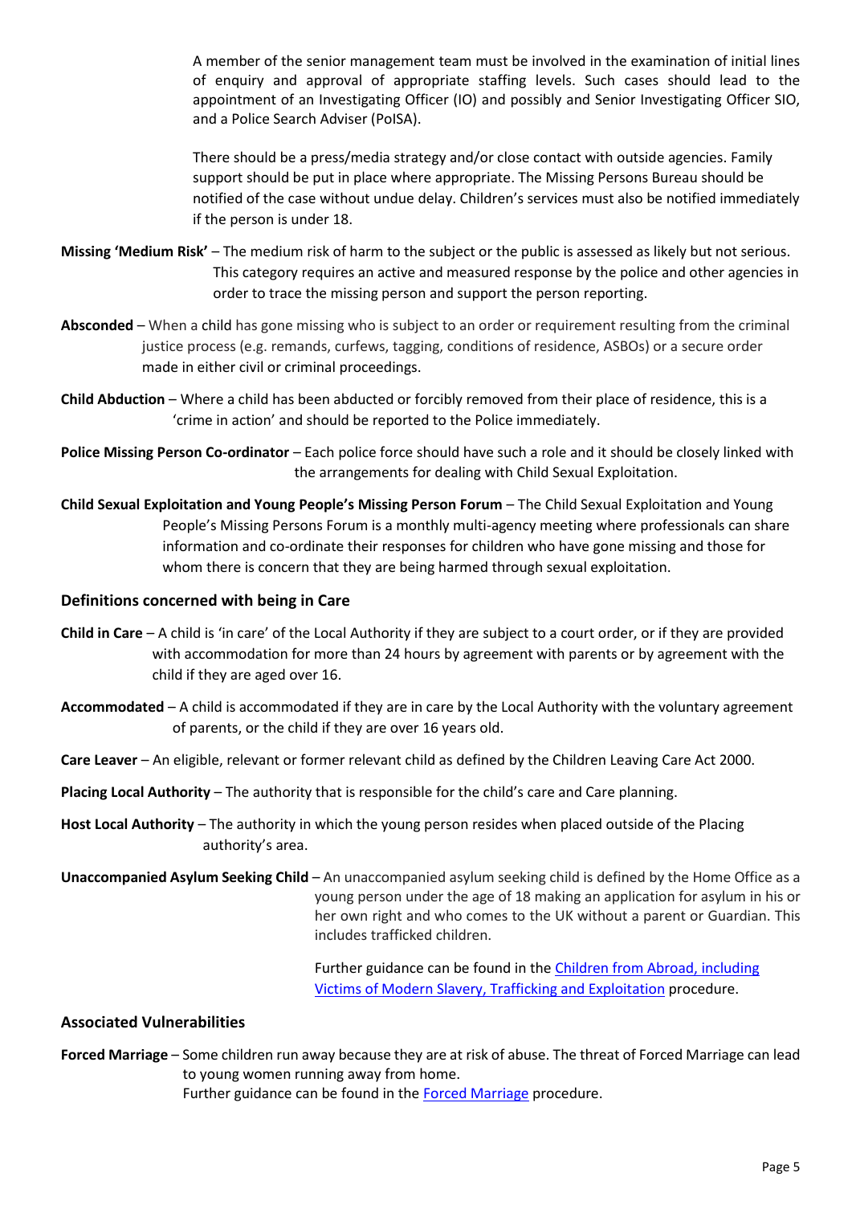A member of the senior management team must be involved in the examination of initial lines of enquiry and approval of appropriate staffing levels. Such cases should lead to the appointment of an Investigating Officer (IO) and possibly and Senior Investigating Officer SIO, and a Police Search Adviser (PolSA).

There should be a press/media strategy and/or close contact with outside agencies. Family support should be put in place where appropriate. The Missing Persons Bureau should be notified of the case without undue delay. Children's services must also be notified immediately if the person is under 18.

**Missing 'Medium Risk'** – The medium risk of harm to the subject or the public is assessed as likely but not serious. This category requires an active and measured response by the police and other agencies in order to trace the missing person and support the person reporting.

**Absconded** – When a child has gone missing who is subject to an order or requirement resulting from the criminal justice process (e.g. remands, curfews, tagging, conditions of residence, ASBOs) or a secure order made in either civil or criminal proceedings.

**Child Abduction** – Where a child has been abducted or forcibly removed from their place of residence, this is a 'crime in action' and should be reported to the Police immediately.

**Police Missing Person Co-ordinator** – Each police force should have such a role and it should be closely linked with the arrangements for dealing with Child Sexual Exploitation.

**Child Sexual Exploitation and Young People's Missing Person Forum** – The Child Sexual Exploitation and Young People's Missing Persons Forum is a monthly multi-agency meeting where professionals can share information and co-ordinate their responses for children who have gone missing and those for whom there is concern that they are being harmed through sexual exploitation.

## Definitions concerned with being in Care

**Child in Care** – A child is 'in care' of the Local Authority if they are subject to a court order, or if they are provided with accommodation for more than 24 hours by agreement with parents or by agreement with the child if they are aged over 16.

**Accommodated** – A child is accommodated if they are in care by the Local Authority with the voluntary agreement of parents, or the child if they are over 16 years old.

**Care Leaver** – An eligible, relevant or former relevant child as defined by the Children Leaving Care Act 2000.

**Placing Local Authority** – The authority that is responsible for the child's care and Care planning.

**Host Local Authority** – The authority in which the young person resides when placed outside of the Placing authority's area.

**Unaccompanied Asylum Seeking Child** – An unaccompanied asylum seeking child is defined by the Home Office as a young person under the age of 18 making an application for asylum in his or her own right and who comes to the UK without a parent or Guardian. This includes trafficked children.

Further guidance can be found in the Children from Abroad, including Victims of Modern Slavery, Trafficking and Exploitation procedure.

## Associated Vulnerabilities

**Forced Marriage** – Some children run away because they are at risk of abuse. The threat of Forced Marriage can lead to young women running away from home.
Further guidance can be found in the Forced Marriage procedure.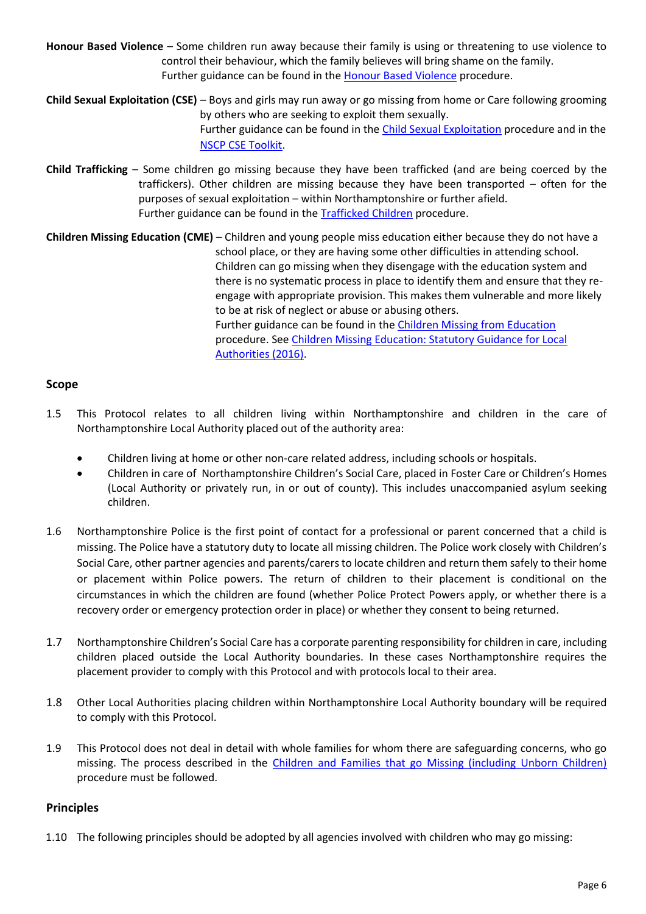**Honour Based Violence** – Some children run away because their family is using or threatening to use violence to control their behaviour, which the family believes will bring shame on the family.
Further guidance can be found in the Honour Based Violence procedure.

**Child Sexual Exploitation (CSE)** – Boys and girls may run away or go missing from home or Care following grooming by others who are seeking to exploit them sexually.
Further guidance can be found in the Child Sexual Exploitation procedure and in the NSCP CSE Toolkit.

**Child Trafficking** – Some children go missing because they have been trafficked (and are being coerced by the traffickers). Other children are missing because they have been transported – often for the purposes of sexual exploitation – within Northamptonshire or further afield.
Further guidance can be found in the Trafficked Children procedure.

**Children Missing Education (CME)** – Children and young people miss education either because they do not have a school place, or they are having some other difficulties in attending school. Children can go missing when they disengage with the education system and there is no systematic process in place to identify them and ensure that they re-engage with appropriate provision. This makes them vulnerable and more likely to be at risk of neglect or abuse or abusing others.
Further guidance can be found in the Children Missing from Education procedure. See Children Missing Education: Statutory Guidance for Local Authorities (2016).

## Scope

1.5 This Protocol relates to all children living within Northamptonshire and children in the care of Northamptonshire Local Authority placed out of the authority area:

- Children living at home or other non-care related address, including schools or hospitals.
- Children in care of Northamptonshire Children's Social Care, placed in Foster Care or Children's Homes (Local Authority or privately run, in or out of county). This includes unaccompanied asylum seeking children.

1.6 Northamptonshire Police is the first point of contact for a professional or parent concerned that a child is missing. The Police have a statutory duty to locate all missing children. The Police work closely with Children's Social Care, other partner agencies and parents/carers to locate children and return them safely to their home or placement within Police powers. The return of children to their placement is conditional on the circumstances in which the children are found (whether Police Protect Powers apply, or whether there is a recovery order or emergency protection order in place) or whether they consent to being returned.

1.7 Northamptonshire Children's Social Care has a corporate parenting responsibility for children in care, including children placed outside the Local Authority boundaries. In these cases Northamptonshire requires the placement provider to comply with this Protocol and with protocols local to their area.

1.8 Other Local Authorities placing children within Northamptonshire Local Authority boundary will be required to comply with this Protocol.

1.9 This Protocol does not deal in detail with whole families for whom there are safeguarding concerns, who go missing. The process described in the Children and Families that go Missing (including Unborn Children) procedure must be followed.

## Principles

1.10 The following principles should be adopted by all agencies involved with children who may go missing: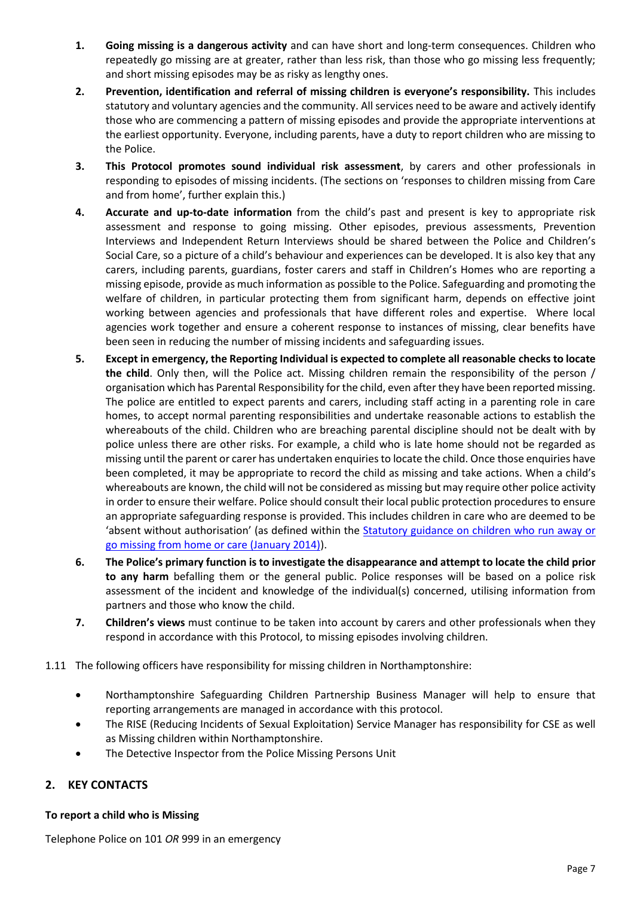1. **Going missing is a dangerous activity** and can have short and long-term consequences. Children who repeatedly go missing are at greater, rather than less risk, than those who go missing less frequently; and short missing episodes may be as risky as lengthy ones.
2. **Prevention, identification and referral of missing children is everyone's responsibility.** This includes statutory and voluntary agencies and the community. All services need to be aware and actively identify those who are commencing a pattern of missing episodes and provide the appropriate interventions at the earliest opportunity. Everyone, including parents, have a duty to report children who are missing to the Police.
3. **This Protocol promotes sound individual risk assessment**, by carers and other professionals in responding to episodes of missing incidents. (The sections on 'responses to children missing from Care and from home', further explain this.)
4. **Accurate and up-to-date information** from the child's past and present is key to appropriate risk assessment and response to going missing. Other episodes, previous assessments, Prevention Interviews and Independent Return Interviews should be shared between the Police and Children's Social Care, so a picture of a child's behaviour and experiences can be developed. It is also key that any carers, including parents, guardians, foster carers and staff in Children's Homes who are reporting a missing episode, provide as much information as possible to the Police. Safeguarding and promoting the welfare of children, in particular protecting them from significant harm, depends on effective joint working between agencies and professionals that have different roles and expertise. Where local agencies work together and ensure a coherent response to instances of missing, clear benefits have been seen in reducing the number of missing incidents and safeguarding issues.
5. **Except in emergency, the Reporting Individual is expected to complete all reasonable checks to locate the child**. Only then, will the Police act. Missing children remain the responsibility of the person / organisation which has Parental Responsibility for the child, even after they have been reported missing. The police are entitled to expect parents and carers, including staff acting in a parenting role in care homes, to accept normal parenting responsibilities and undertake reasonable actions to establish the whereabouts of the child. Children who are breaching parental discipline should not be dealt with by police unless there are other risks. For example, a child who is late home should not be regarded as missing until the parent or carer has undertaken enquiries to locate the child. Once those enquiries have been completed, it may be appropriate to record the child as missing and take actions. When a child's whereabouts are known, the child will not be considered as missing but may require other police activity in order to ensure their welfare. Police should consult their local public protection procedures to ensure an appropriate safeguarding response is provided. This includes children in care who are deemed to be 'absent without authorisation' (as defined within the Statutory guidance on children who run away or go missing from home or care (January 2014)).
6. **The Police's primary function is to investigate the disappearance and attempt to locate the child prior to any harm** befalling them or the general public. Police responses will be based on a police risk assessment of the incident and knowledge of the individual(s) concerned, utilising information from partners and those who know the child.
7. **Children's views** must continue to be taken into account by carers and other professionals when they respond in accordance with this Protocol, to missing episodes involving children.

1.11 The following officers have responsibility for missing children in Northamptonshire:

- Northamptonshire Safeguarding Children Partnership Business Manager will help to ensure that reporting arrangements are managed in accordance with this protocol.
- The RISE (Reducing Incidents of Sexual Exploitation) Service Manager has responsibility for CSE as well as Missing children within Northamptonshire.
- The Detective Inspector from the Police Missing Persons Unit

## 2. KEY CONTACTS

**To report a child who is Missing**

Telephone Police on 101 *OR* 999 in an emergency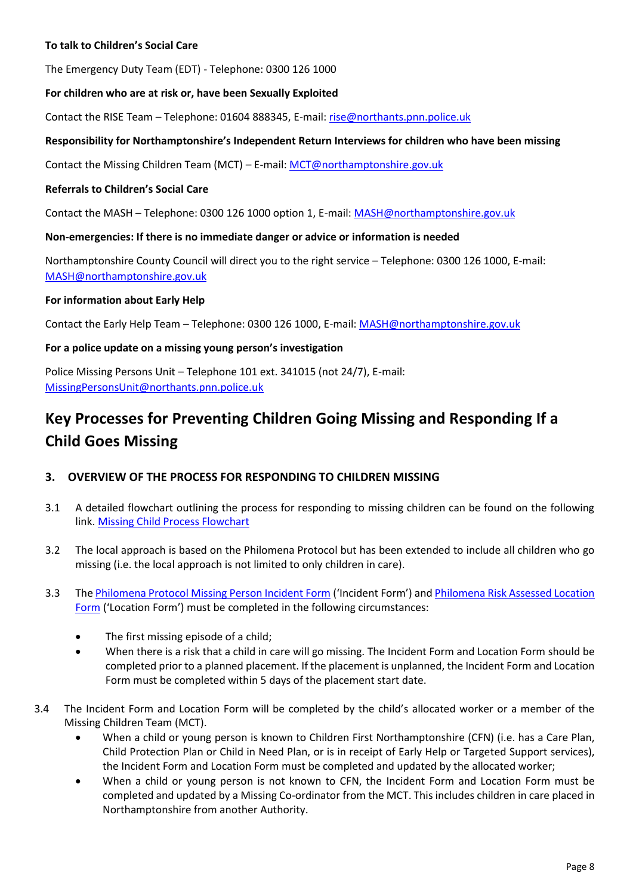**To talk to Children's Social Care**

The Emergency Duty Team (EDT) - Telephone: 0300 126 1000

**For children who are at risk or, have been Sexually Exploited**

Contact the RISE Team – Telephone: 01604 888345, E-mail: rise@northants.pnn.police.uk

**Responsibility for Northamptonshire's Independent Return Interviews for children who have been missing**

Contact the Missing Children Team (MCT) – E-mail: MCT@northamptonshire.gov.uk

**Referrals to Children's Social Care**

Contact the MASH – Telephone: 0300 126 1000 option 1, E-mail: MASH@northamptonshire.gov.uk

**Non-emergencies: If there is no immediate danger or advice or information is needed**

Northamptonshire County Council will direct you to the right service – Telephone: 0300 126 1000, E-mail: MASH@northamptonshire.gov.uk

**For information about Early Help**

Contact the Early Help Team – Telephone: 0300 126 1000, E-mail: MASH@northamptonshire.gov.uk

**For a police update on a missing young person's investigation**

Police Missing Persons Unit – Telephone 101 ext. 341015 (not 24/7), E-mail: MissingPersonsUnit@northants.pnn.police.uk

# Key Processes for Preventing Children Going Missing and Responding If a Child Goes Missing

## 3. OVERVIEW OF THE PROCESS FOR RESPONDING TO CHILDREN MISSING

3.1 A detailed flowchart outlining the process for responding to missing children can be found on the following link. Missing Child Process Flowchart

3.2 The local approach is based on the Philomena Protocol but has been extended to include all children who go missing (i.e. the local approach is not limited to only children in care).

3.3 The Philomena Protocol Missing Person Incident Form ('Incident Form') and Philomena Risk Assessed Location Form ('Location Form') must be completed in the following circumstances:

- The first missing episode of a child;
- When there is a risk that a child in care will go missing. The Incident Form and Location Form should be completed prior to a planned placement. If the placement is unplanned, the Incident Form and Location Form must be completed within 5 days of the placement start date.

3.4 The Incident Form and Location Form will be completed by the child's allocated worker or a member of the Missing Children Team (MCT).

- When a child or young person is known to Children First Northamptonshire (CFN) (i.e. has a Care Plan, Child Protection Plan or Child in Need Plan, or is in receipt of Early Help or Targeted Support services), the Incident Form and Location Form must be completed and updated by the allocated worker;
- When a child or young person is not known to CFN, the Incident Form and Location Form must be completed and updated by a Missing Co-ordinator from the MCT. This includes children in care placed in Northamptonshire from another Authority.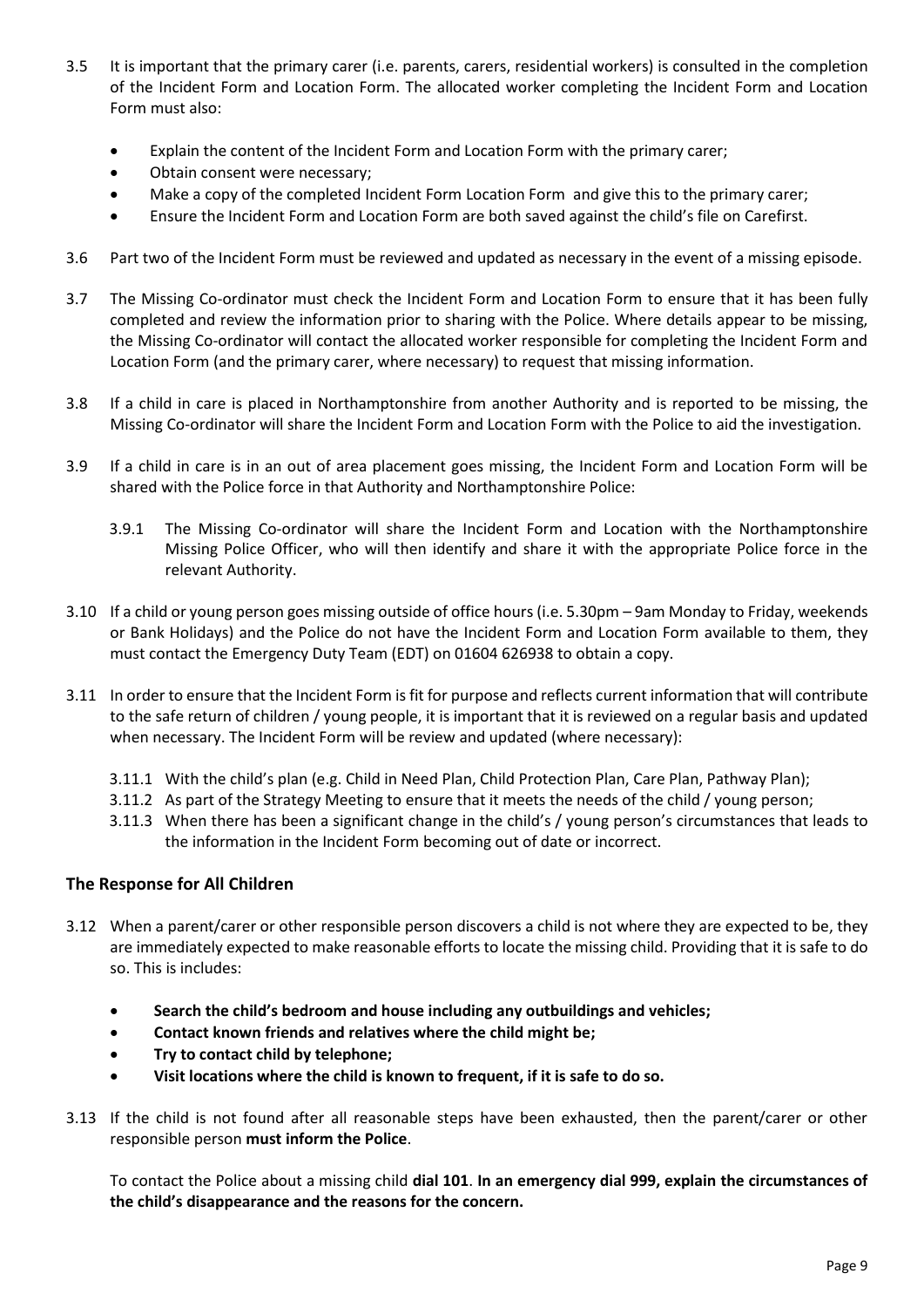3.5 It is important that the primary carer (i.e. parents, carers, residential workers) is consulted in the completion of the Incident Form and Location Form. The allocated worker completing the Incident Form and Location Form must also:

- Explain the content of the Incident Form and Location Form with the primary carer;
- Obtain consent were necessary;
- Make a copy of the completed Incident Form Location Form and give this to the primary carer;
- Ensure the Incident Form and Location Form are both saved against the child's file on Carefirst.

3.6 Part two of the Incident Form must be reviewed and updated as necessary in the event of a missing episode.

3.7 The Missing Co-ordinator must check the Incident Form and Location Form to ensure that it has been fully completed and review the information prior to sharing with the Police. Where details appear to be missing, the Missing Co-ordinator will contact the allocated worker responsible for completing the Incident Form and Location Form (and the primary carer, where necessary) to request that missing information.

3.8 If a child in care is placed in Northamptonshire from another Authority and is reported to be missing, the Missing Co-ordinator will share the Incident Form and Location Form with the Police to aid the investigation.

3.9 If a child in care is in an out of area placement goes missing, the Incident Form and Location Form will be shared with the Police force in that Authority and Northamptonshire Police:

3.9.1 The Missing Co-ordinator will share the Incident Form and Location with the Northamptonshire Missing Police Officer, who will then identify and share it with the appropriate Police force in the relevant Authority.

3.10 If a child or young person goes missing outside of office hours (i.e. 5.30pm – 9am Monday to Friday, weekends or Bank Holidays) and the Police do not have the Incident Form and Location Form available to them, they must contact the Emergency Duty Team (EDT) on 01604 626938 to obtain a copy.

3.11 In order to ensure that the Incident Form is fit for purpose and reflects current information that will contribute to the safe return of children / young people, it is important that it is reviewed on a regular basis and updated when necessary. The Incident Form will be review and updated (where necessary):

3.11.1 With the child's plan (e.g. Child in Need Plan, Child Protection Plan, Care Plan, Pathway Plan);

3.11.2 As part of the Strategy Meeting to ensure that it meets the needs of the child / young person;

3.11.3 When there has been a significant change in the child's / young person's circumstances that leads to the information in the Incident Form becoming out of date or incorrect.

## The Response for All Children

3.12 When a parent/carer or other responsible person discovers a child is not where they are expected to be, they are immediately expected to make reasonable efforts to locate the missing child. Providing that it is safe to do so. This is includes:

- **Search the child's bedroom and house including any outbuildings and vehicles;**
- **Contact known friends and relatives where the child might be;**
- **Try to contact child by telephone;**
- **Visit locations where the child is known to frequent, if it is safe to do so.**

3.13 If the child is not found after all reasonable steps have been exhausted, then the parent/carer or other responsible person **must inform the Police**.

To contact the Police about a missing child **dial 101**. **In an emergency dial 999, explain the circumstances of the child's disappearance and the reasons for the concern.**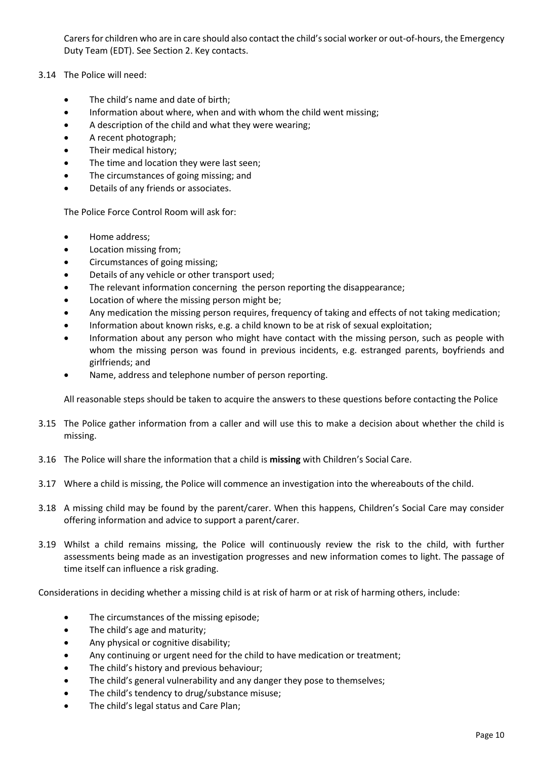Carers for children who are in care should also contact the child's social worker or out-of-hours, the Emergency Duty Team (EDT). See Section 2. Key contacts.

3.14 The Police will need:

- The child's name and date of birth;
- Information about where, when and with whom the child went missing;
- A description of the child and what they were wearing;
- A recent photograph;
- Their medical history;
- The time and location they were last seen;
- The circumstances of going missing; and
- Details of any friends or associates.

The Police Force Control Room will ask for:

- Home address;
- Location missing from;
- Circumstances of going missing;
- Details of any vehicle or other transport used;
- The relevant information concerning the person reporting the disappearance;
- Location of where the missing person might be;
- Any medication the missing person requires, frequency of taking and effects of not taking medication;
- Information about known risks, e.g. a child known to be at risk of sexual exploitation;
- Information about any person who might have contact with the missing person, such as people with whom the missing person was found in previous incidents, e.g. estranged parents, boyfriends and girlfriends; and
- Name, address and telephone number of person reporting.

All reasonable steps should be taken to acquire the answers to these questions before contacting the Police

3.15 The Police gather information from a caller and will use this to make a decision about whether the child is missing.

3.16 The Police will share the information that a child is **missing** with Children's Social Care.

3.17 Where a child is missing, the Police will commence an investigation into the whereabouts of the child.

3.18 A missing child may be found by the parent/carer. When this happens, Children's Social Care may consider offering information and advice to support a parent/carer.

3.19 Whilst a child remains missing, the Police will continuously review the risk to the child, with further assessments being made as an investigation progresses and new information comes to light. The passage of time itself can influence a risk grading.

Considerations in deciding whether a missing child is at risk of harm or at risk of harming others, include:

- The circumstances of the missing episode;
- The child's age and maturity;
- Any physical or cognitive disability;
- Any continuing or urgent need for the child to have medication or treatment;
- The child's history and previous behaviour;
- The child's general vulnerability and any danger they pose to themselves;
- The child's tendency to drug/substance misuse;
- The child's legal status and Care Plan;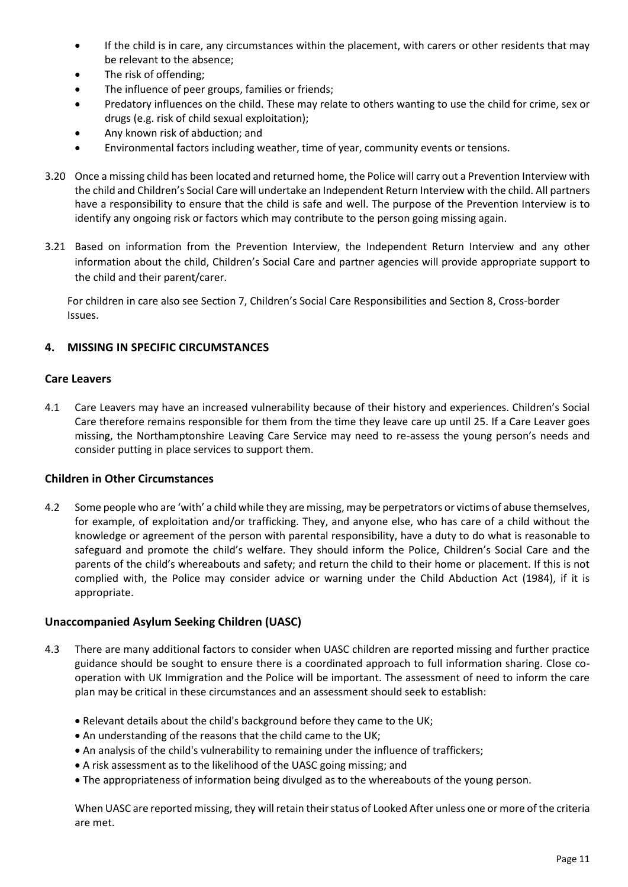- If the child is in care, any circumstances within the placement, with carers or other residents that may be relevant to the absence;
- The risk of offending;
- The influence of peer groups, families or friends;
- Predatory influences on the child. These may relate to others wanting to use the child for crime, sex or drugs (e.g. risk of child sexual exploitation);
- Any known risk of abduction; and
- Environmental factors including weather, time of year, community events or tensions.

3.20 Once a missing child has been located and returned home, the Police will carry out a Prevention Interview with the child and Children's Social Care will undertake an Independent Return Interview with the child. All partners have a responsibility to ensure that the child is safe and well. The purpose of the Prevention Interview is to identify any ongoing risk or factors which may contribute to the person going missing again.

3.21 Based on information from the Prevention Interview, the Independent Return Interview and any other information about the child, Children's Social Care and partner agencies will provide appropriate support to the child and their parent/carer.

For children in care also see Section 7, Children's Social Care Responsibilities and Section 8, Cross-border Issues.

## 4. MISSING IN SPECIFIC CIRCUMSTANCES

### Care Leavers

4.1 Care Leavers may have an increased vulnerability because of their history and experiences. Children's Social Care therefore remains responsible for them from the time they leave care up until 25. If a Care Leaver goes missing, the Northamptonshire Leaving Care Service may need to re-assess the young person's needs and consider putting in place services to support them.

### Children in Other Circumstances

4.2 Some people who are 'with' a child while they are missing, may be perpetrators or victims of abuse themselves, for example, of exploitation and/or trafficking. They, and anyone else, who has care of a child without the knowledge or agreement of the person with parental responsibility, have a duty to do what is reasonable to safeguard and promote the child's welfare. They should inform the Police, Children's Social Care and the parents of the child's whereabouts and safety; and return the child to their home or placement. If this is not complied with, the Police may consider advice or warning under the Child Abduction Act (1984), if it is appropriate.

### Unaccompanied Asylum Seeking Children (UASC)

4.3 There are many additional factors to consider when UASC children are reported missing and further practice guidance should be sought to ensure there is a coordinated approach to full information sharing. Close co-operation with UK Immigration and the Police will be important. The assessment of need to inform the care plan may be critical in these circumstances and an assessment should seek to establish:

- Relevant details about the child's background before they came to the UK;
- An understanding of the reasons that the child came to the UK;
- An analysis of the child's vulnerability to remaining under the influence of traffickers;
- A risk assessment as to the likelihood of the UASC going missing; and
- The appropriateness of information being divulged as to the whereabouts of the young person.

When UASC are reported missing, they will retain their status of Looked After unless one or more of the criteria are met.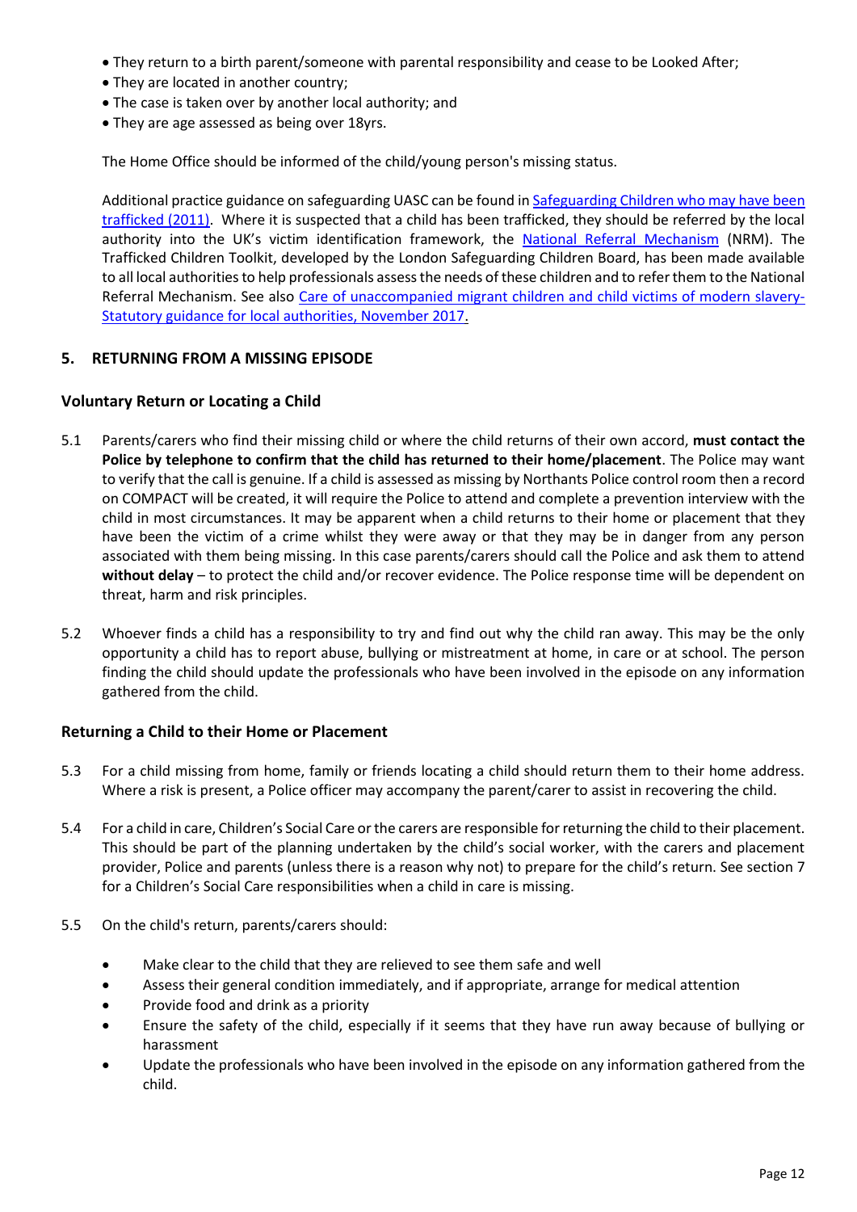- They return to a birth parent/someone with parental responsibility and cease to be Looked After;
- They are located in another country;
- The case is taken over by another local authority; and
- They are age assessed as being over 18yrs.

The Home Office should be informed of the child/young person's missing status.

Additional practice guidance on safeguarding UASC can be found in [Safeguarding Children who may have been trafficked (2011)](). Where it is suspected that a child has been trafficked, they should be referred by the local authority into the UK's victim identification framework, the [National Referral Mechanism]() (NRM). The Trafficked Children Toolkit, developed by the London Safeguarding Children Board, has been made available to all local authorities to help professionals assess the needs of these children and to refer them to the National Referral Mechanism. See also [Care of unaccompanied migrant children and child victims of modern slavery-Statutory guidance for local authorities, November 2017]().

## 5. RETURNING FROM A MISSING EPISODE

### Voluntary Return or Locating a Child

5.1 Parents/carers who find their missing child or where the child returns of their own accord, **must contact the Police by telephone to confirm that the child has returned to their home/placement**. The Police may want to verify that the call is genuine. If a child is assessed as missing by Northants Police control room then a record on COMPACT will be created, it will require the Police to attend and complete a prevention interview with the child in most circumstances. It may be apparent when a child returns to their home or placement that they have been the victim of a crime whilst they were away or that they may be in danger from any person associated with them being missing. In this case parents/carers should call the Police and ask them to attend **without delay** – to protect the child and/or recover evidence. The Police response time will be dependent on threat, harm and risk principles.

5.2 Whoever finds a child has a responsibility to try and find out why the child ran away. This may be the only opportunity a child has to report abuse, bullying or mistreatment at home, in care or at school. The person finding the child should update the professionals who have been involved in the episode on any information gathered from the child.

### Returning a Child to their Home or Placement

5.3 For a child missing from home, family or friends locating a child should return them to their home address. Where a risk is present, a Police officer may accompany the parent/carer to assist in recovering the child.

5.4 For a child in care, Children's Social Care or the carers are responsible for returning the child to their placement. This should be part of the planning undertaken by the child's social worker, with the carers and placement provider, Police and parents (unless there is a reason why not) to prepare for the child's return. See section 7 for a Children's Social Care responsibilities when a child in care is missing.

5.5 On the child's return, parents/carers should:

- Make clear to the child that they are relieved to see them safe and well
- Assess their general condition immediately, and if appropriate, arrange for medical attention
- Provide food and drink as a priority
- Ensure the safety of the child, especially if it seems that they have run away because of bullying or harassment
- Update the professionals who have been involved in the episode on any information gathered from the child.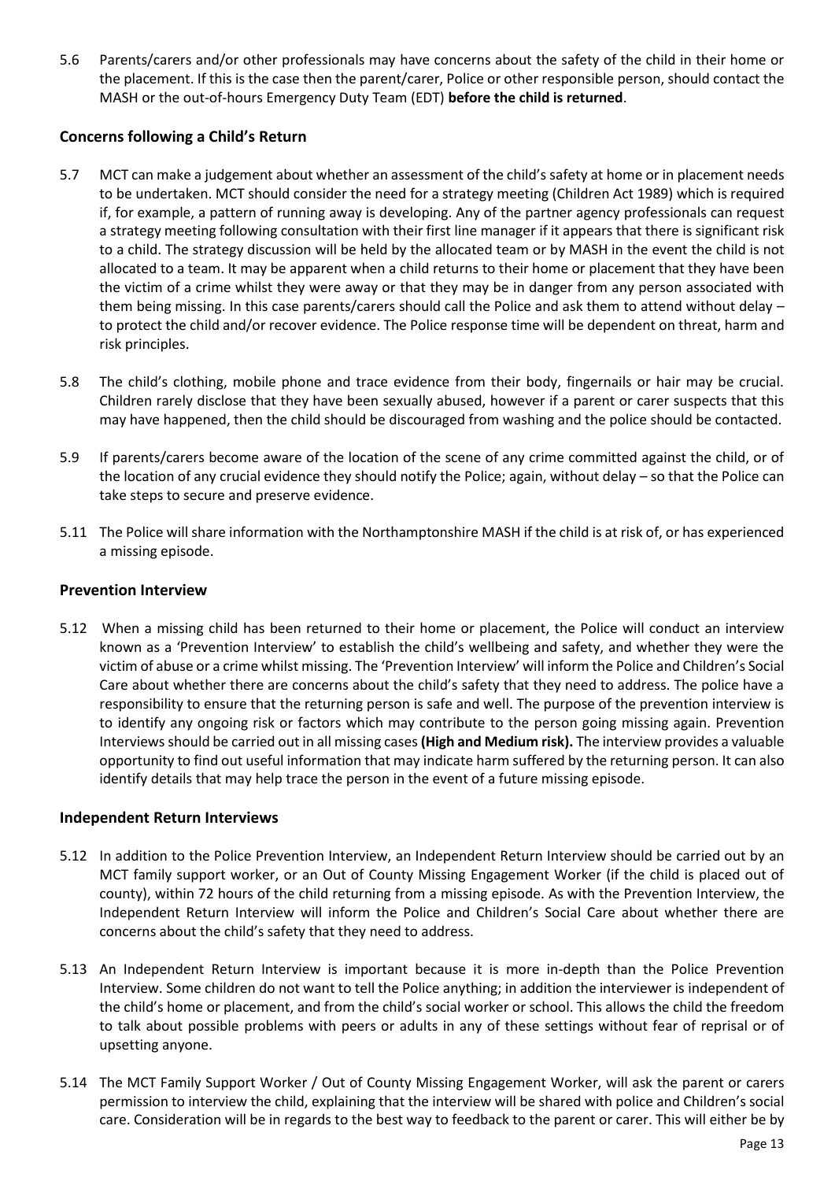5.6 Parents/carers and/or other professionals may have concerns about the safety of the child in their home or the placement. If this is the case then the parent/carer, Police or other responsible person, should contact the MASH or the out-of-hours Emergency Duty Team (EDT) **before the child is returned**.

### Concerns following a Child's Return

5.7 MCT can make a judgement about whether an assessment of the child's safety at home or in placement needs to be undertaken. MCT should consider the need for a strategy meeting (Children Act 1989) which is required if, for example, a pattern of running away is developing. Any of the partner agency professionals can request a strategy meeting following consultation with their first line manager if it appears that there is significant risk to a child. The strategy discussion will be held by the allocated team or by MASH in the event the child is not allocated to a team. It may be apparent when a child returns to their home or placement that they have been the victim of a crime whilst they were away or that they may be in danger from any person associated with them being missing. In this case parents/carers should call the Police and ask them to attend without delay – to protect the child and/or recover evidence. The Police response time will be dependent on threat, harm and risk principles.

5.8 The child's clothing, mobile phone and trace evidence from their body, fingernails or hair may be crucial. Children rarely disclose that they have been sexually abused, however if a parent or carer suspects that this may have happened, then the child should be discouraged from washing and the police should be contacted.

5.9 If parents/carers become aware of the location of the scene of any crime committed against the child, or of the location of any crucial evidence they should notify the Police; again, without delay – so that the Police can take steps to secure and preserve evidence.

5.11 The Police will share information with the Northamptonshire MASH if the child is at risk of, or has experienced a missing episode.

### Prevention Interview

5.12 When a missing child has been returned to their home or placement, the Police will conduct an interview known as a 'Prevention Interview' to establish the child's wellbeing and safety, and whether they were the victim of abuse or a crime whilst missing. The 'Prevention Interview' will inform the Police and Children's Social Care about whether there are concerns about the child's safety that they need to address. The police have a responsibility to ensure that the returning person is safe and well. The purpose of the prevention interview is to identify any ongoing risk or factors which may contribute to the person going missing again. Prevention Interviews should be carried out in all missing cases **(High and Medium risk).** The interview provides a valuable opportunity to find out useful information that may indicate harm suffered by the returning person. It can also identify details that may help trace the person in the event of a future missing episode.

### Independent Return Interviews

5.12 In addition to the Police Prevention Interview, an Independent Return Interview should be carried out by an MCT family support worker, or an Out of County Missing Engagement Worker (if the child is placed out of county), within 72 hours of the child returning from a missing episode. As with the Prevention Interview, the Independent Return Interview will inform the Police and Children's Social Care about whether there are concerns about the child's safety that they need to address.

5.13 An Independent Return Interview is important because it is more in-depth than the Police Prevention Interview. Some children do not want to tell the Police anything; in addition the interviewer is independent of the child's home or placement, and from the child's social worker or school. This allows the child the freedom to talk about possible problems with peers or adults in any of these settings without fear of reprisal or of upsetting anyone.

5.14 The MCT Family Support Worker / Out of County Missing Engagement Worker, will ask the parent or carers permission to interview the child, explaining that the interview will be shared with police and Children's social care. Consideration will be in regards to the best way to feedback to the parent or carer. This will either be by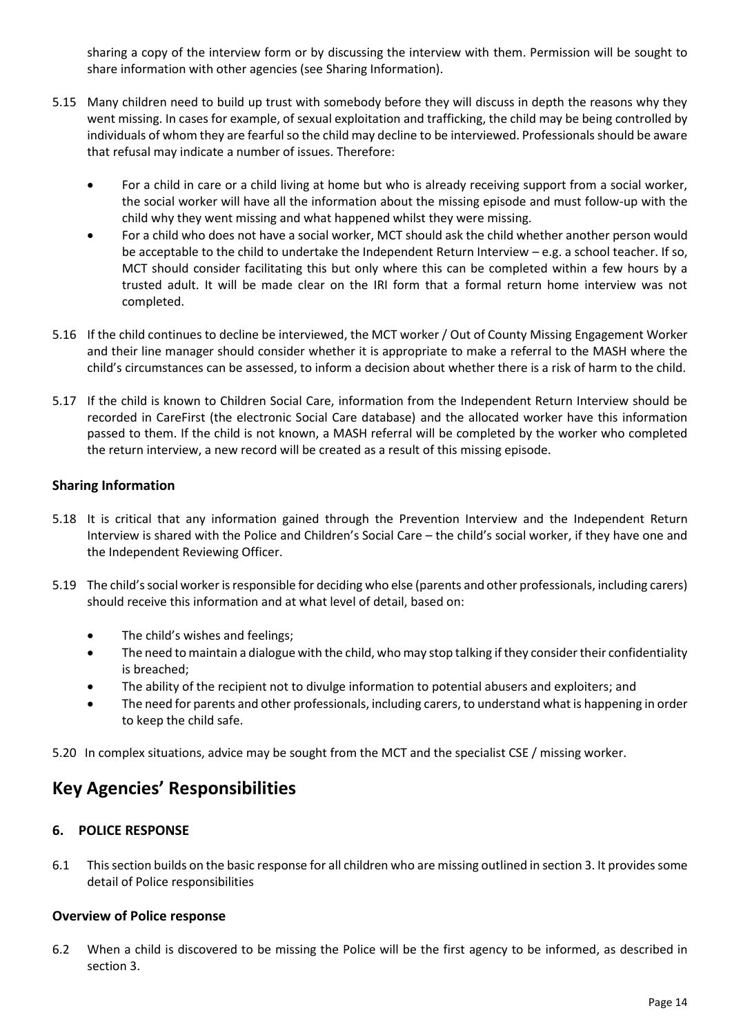sharing a copy of the interview form or by discussing the interview with them. Permission will be sought to share information with other agencies (see Sharing Information).

5.15 Many children need to build up trust with somebody before they will discuss in depth the reasons why they went missing. In cases for example, of sexual exploitation and trafficking, the child may be being controlled by individuals of whom they are fearful so the child may decline to be interviewed. Professionals should be aware that refusal may indicate a number of issues. Therefore:

- For a child in care or a child living at home but who is already receiving support from a social worker, the social worker will have all the information about the missing episode and must follow-up with the child why they went missing and what happened whilst they were missing.
- For a child who does not have a social worker, MCT should ask the child whether another person would be acceptable to the child to undertake the Independent Return Interview – e.g. a school teacher. If so, MCT should consider facilitating this but only where this can be completed within a few hours by a trusted adult. It will be made clear on the IRI form that a formal return home interview was not completed.

5.16 If the child continues to decline be interviewed, the MCT worker / Out of County Missing Engagement Worker and their line manager should consider whether it is appropriate to make a referral to the MASH where the child's circumstances can be assessed, to inform a decision about whether there is a risk of harm to the child.

5.17 If the child is known to Children Social Care, information from the Independent Return Interview should be recorded in CareFirst (the electronic Social Care database) and the allocated worker have this information passed to them. If the child is not known, a MASH referral will be completed by the worker who completed the return interview, a new record will be created as a result of this missing episode.

### Sharing Information

5.18 It is critical that any information gained through the Prevention Interview and the Independent Return Interview is shared with the Police and Children's Social Care – the child's social worker, if they have one and the Independent Reviewing Officer.

5.19 The child's social worker is responsible for deciding who else (parents and other professionals, including carers) should receive this information and at what level of detail, based on:

- The child's wishes and feelings;
- The need to maintain a dialogue with the child, who may stop talking if they consider their confidentiality is breached;
- The ability of the recipient not to divulge information to potential abusers and exploiters; and
- The need for parents and other professionals, including carers, to understand what is happening in order to keep the child safe.

5.20 In complex situations, advice may be sought from the MCT and the specialist CSE / missing worker.

## Key Agencies' Responsibilities

### 6. POLICE RESPONSE

6.1 This section builds on the basic response for all children who are missing outlined in section 3. It provides some detail of Police responsibilities

### Overview of Police response

6.2 When a child is discovered to be missing the Police will be the first agency to be informed, as described in section 3.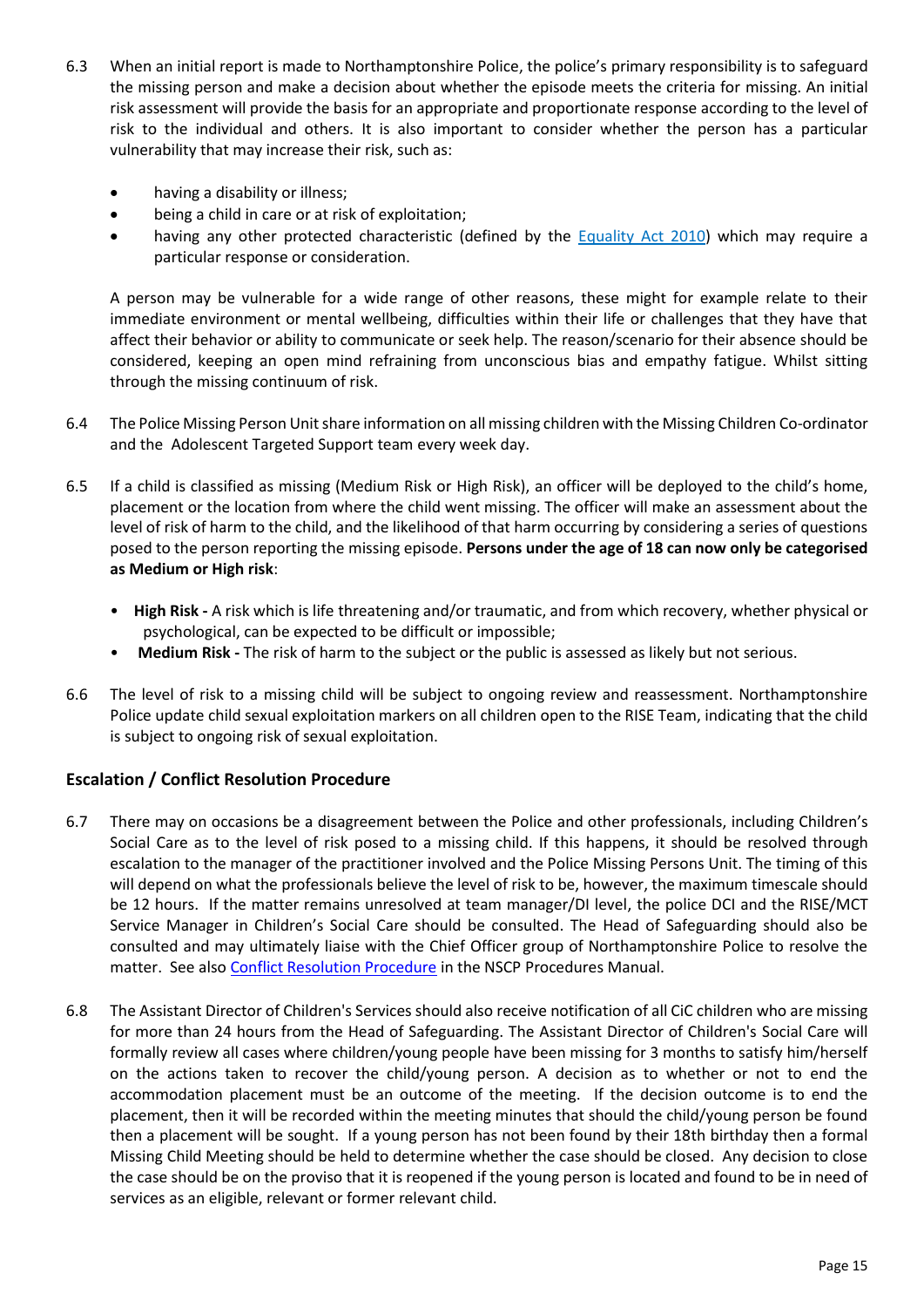6.3 When an initial report is made to Northamptonshire Police, the police's primary responsibility is to safeguard the missing person and make a decision about whether the episode meets the criteria for missing. An initial risk assessment will provide the basis for an appropriate and proportionate response according to the level of risk to the individual and others. It is also important to consider whether the person has a particular vulnerability that may increase their risk, such as:

- having a disability or illness;
- being a child in care or at risk of exploitation;
- having any other protected characteristic (defined by the [Equality Act 2010](#)) which may require a particular response or consideration.

A person may be vulnerable for a wide range of other reasons, these might for example relate to their immediate environment or mental wellbeing, difficulties within their life or challenges that they have that affect their behavior or ability to communicate or seek help. The reason/scenario for their absence should be considered, keeping an open mind refraining from unconscious bias and empathy fatigue. Whilst sitting through the missing continuum of risk.

6.4 The Police Missing Person Unit share information on all missing children with the Missing Children Co-ordinator and the Adolescent Targeted Support team every week day.

6.5 If a child is classified as missing (Medium Risk or High Risk), an officer will be deployed to the child's home, placement or the location from where the child went missing. The officer will make an assessment about the level of risk of harm to the child, and the likelihood of that harm occurring by considering a series of questions posed to the person reporting the missing episode. **Persons under the age of 18 can now only be categorised as Medium or High risk**:

- **High Risk -** A risk which is life threatening and/or traumatic, and from which recovery, whether physical or psychological, can be expected to be difficult or impossible;
- **Medium Risk -** The risk of harm to the subject or the public is assessed as likely but not serious.

6.6 The level of risk to a missing child will be subject to ongoing review and reassessment. Northamptonshire Police update child sexual exploitation markers on all children open to the RISE Team, indicating that the child is subject to ongoing risk of sexual exploitation.

## Escalation / Conflict Resolution Procedure

6.7 There may on occasions be a disagreement between the Police and other professionals, including Children's Social Care as to the level of risk posed to a missing child. If this happens, it should be resolved through escalation to the manager of the practitioner involved and the Police Missing Persons Unit. The timing of this will depend on what the professionals believe the level of risk to be, however, the maximum timescale should be 12 hours. If the matter remains unresolved at team manager/DI level, the police DCI and the RISE/MCT Service Manager in Children's Social Care should be consulted. The Head of Safeguarding should also be consulted and may ultimately liaise with the Chief Officer group of Northamptonshire Police to resolve the matter. See also [Conflict Resolution Procedure](#) in the NSCP Procedures Manual.

6.8 The Assistant Director of Children's Services should also receive notification of all CiC children who are missing for more than 24 hours from the Head of Safeguarding. The Assistant Director of Children's Social Care will formally review all cases where children/young people have been missing for 3 months to satisfy him/herself on the actions taken to recover the child/young person. A decision as to whether or not to end the accommodation placement must be an outcome of the meeting. If the decision outcome is to end the placement, then it will be recorded within the meeting minutes that should the child/young person be found then a placement will be sought. If a young person has not been found by their 18th birthday then a formal Missing Child Meeting should be held to determine whether the case should be closed. Any decision to close the case should be on the proviso that it is reopened if the young person is located and found to be in need of services as an eligible, relevant or former relevant child.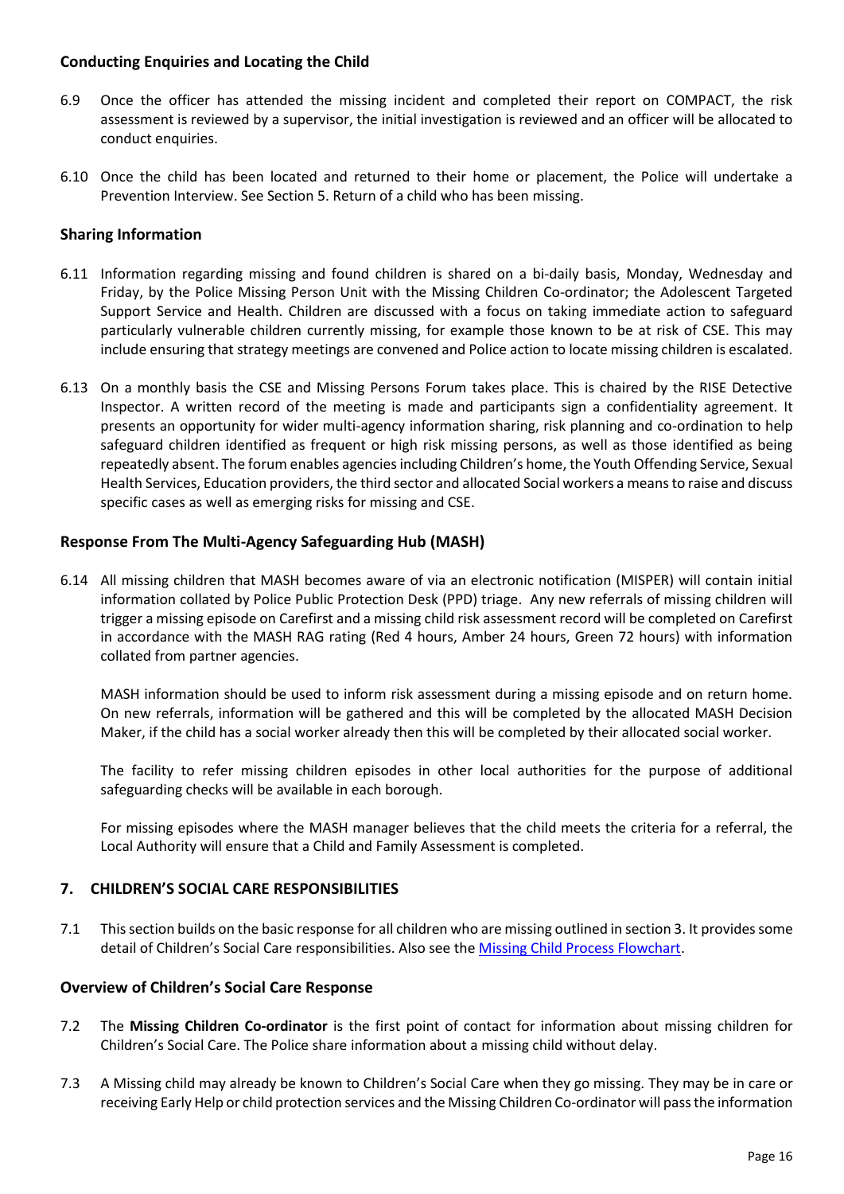### Conducting Enquiries and Locating the Child

6.9 Once the officer has attended the missing incident and completed their report on COMPACT, the risk assessment is reviewed by a supervisor, the initial investigation is reviewed and an officer will be allocated to conduct enquiries.

6.10 Once the child has been located and returned to their home or placement, the Police will undertake a Prevention Interview. See Section 5. Return of a child who has been missing.

### Sharing Information

6.11 Information regarding missing and found children is shared on a bi-daily basis, Monday, Wednesday and Friday, by the Police Missing Person Unit with the Missing Children Co-ordinator; the Adolescent Targeted Support Service and Health. Children are discussed with a focus on taking immediate action to safeguard particularly vulnerable children currently missing, for example those known to be at risk of CSE. This may include ensuring that strategy meetings are convened and Police action to locate missing children is escalated.

6.13 On a monthly basis the CSE and Missing Persons Forum takes place. This is chaired by the RISE Detective Inspector. A written record of the meeting is made and participants sign a confidentiality agreement. It presents an opportunity for wider multi-agency information sharing, risk planning and co-ordination to help safeguard children identified as frequent or high risk missing persons, as well as those identified as being repeatedly absent. The forum enables agencies including Children's home, the Youth Offending Service, Sexual Health Services, Education providers, the third sector and allocated Social workers a means to raise and discuss specific cases as well as emerging risks for missing and CSE.

### Response From The Multi-Agency Safeguarding Hub (MASH)

6.14 All missing children that MASH becomes aware of via an electronic notification (MISPER) will contain initial information collated by Police Public Protection Desk (PPD) triage. Any new referrals of missing children will trigger a missing episode on Carefirst and a missing child risk assessment record will be completed on Carefirst in accordance with the MASH RAG rating (Red 4 hours, Amber 24 hours, Green 72 hours) with information collated from partner agencies.

MASH information should be used to inform risk assessment during a missing episode and on return home. On new referrals, information will be gathered and this will be completed by the allocated MASH Decision Maker, if the child has a social worker already then this will be completed by their allocated social worker.

The facility to refer missing children episodes in other local authorities for the purpose of additional safeguarding checks will be available in each borough.

For missing episodes where the MASH manager believes that the child meets the criteria for a referral, the Local Authority will ensure that a Child and Family Assessment is completed.

## 7. CHILDREN'S SOCIAL CARE RESPONSIBILITIES

7.1 This section builds on the basic response for all children who are missing outlined in section 3. It provides some detail of Children's Social Care responsibilities. Also see the Missing Child Process Flowchart.

### Overview of Children's Social Care Response

7.2 The **Missing Children Co-ordinator** is the first point of contact for information about missing children for Children's Social Care. The Police share information about a missing child without delay.

7.3 A Missing child may already be known to Children's Social Care when they go missing. They may be in care or receiving Early Help or child protection services and the Missing Children Co-ordinator will pass the information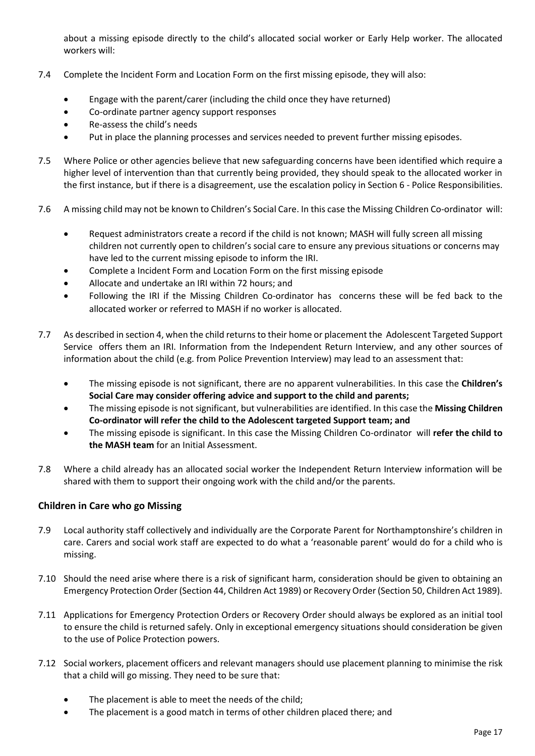about a missing episode directly to the child's allocated social worker or Early Help worker. The allocated workers will:

7.4 Complete the Incident Form and Location Form on the first missing episode, they will also:

- Engage with the parent/carer (including the child once they have returned)
- Co-ordinate partner agency support responses
- Re-assess the child's needs
- Put in place the planning processes and services needed to prevent further missing episodes.

7.5 Where Police or other agencies believe that new safeguarding concerns have been identified which require a higher level of intervention than that currently being provided, they should speak to the allocated worker in the first instance, but if there is a disagreement, use the escalation policy in Section 6 - Police Responsibilities.

7.6 A missing child may not be known to Children's Social Care. In this case the Missing Children Co-ordinator will:

- Request administrators create a record if the child is not known; MASH will fully screen all missing children not currently open to children's social care to ensure any previous situations or concerns may have led to the current missing episode to inform the IRI.
- Complete a Incident Form and Location Form on the first missing episode
- Allocate and undertake an IRI within 72 hours; and
- Following the IRI if the Missing Children Co-ordinator has concerns these will be fed back to the allocated worker or referred to MASH if no worker is allocated.

7.7 As described in section 4, when the child returns to their home or placement the Adolescent Targeted Support Service offers them an IRI. Information from the Independent Return Interview, and any other sources of information about the child (e.g. from Police Prevention Interview) may lead to an assessment that:

- The missing episode is not significant, there are no apparent vulnerabilities. In this case the **Children's Social Care may consider offering advice and support to the child and parents;**
- The missing episode is not significant, but vulnerabilities are identified. In this case the **Missing Children Co-ordinator will refer the child to the Adolescent targeted Support team; and**
- The missing episode is significant. In this case the Missing Children Co-ordinator will **refer the child to the MASH team** for an Initial Assessment.

7.8 Where a child already has an allocated social worker the Independent Return Interview information will be shared with them to support their ongoing work with the child and/or the parents.

### Children in Care who go Missing

7.9 Local authority staff collectively and individually are the Corporate Parent for Northamptonshire's children in care. Carers and social work staff are expected to do what a 'reasonable parent' would do for a child who is missing.

7.10 Should the need arise where there is a risk of significant harm, consideration should be given to obtaining an Emergency Protection Order (Section 44, Children Act 1989) or Recovery Order (Section 50, Children Act 1989).

7.11 Applications for Emergency Protection Orders or Recovery Order should always be explored as an initial tool to ensure the child is returned safely. Only in exceptional emergency situations should consideration be given to the use of Police Protection powers.

7.12 Social workers, placement officers and relevant managers should use placement planning to minimise the risk that a child will go missing. They need to be sure that:

- The placement is able to meet the needs of the child;
- The placement is a good match in terms of other children placed there; and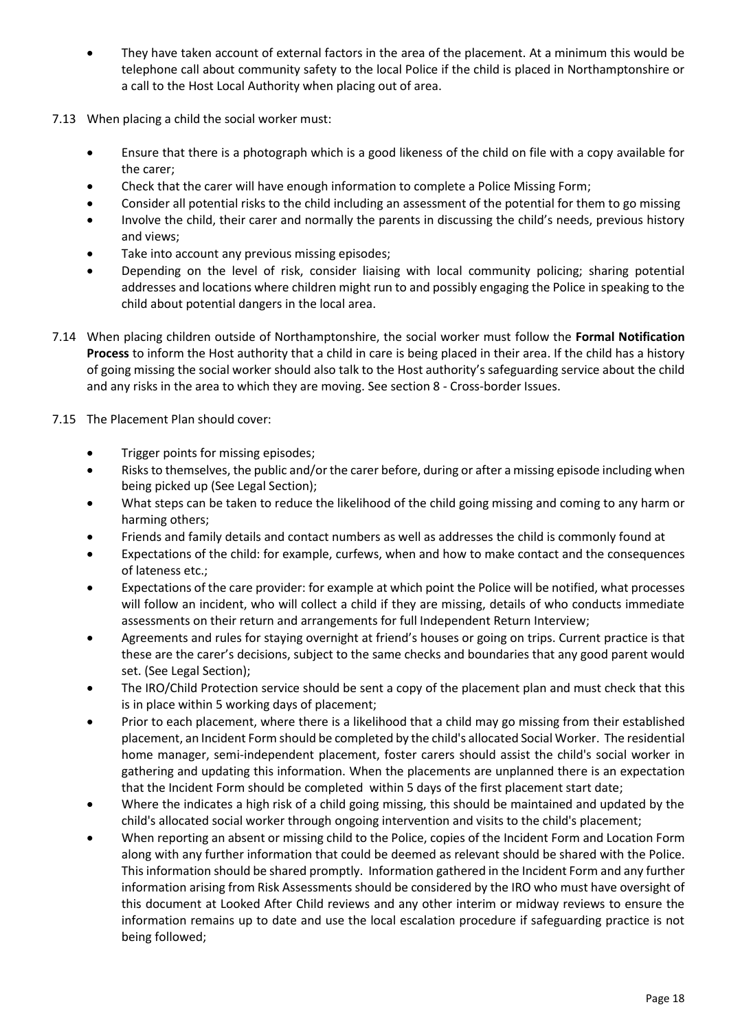- They have taken account of external factors in the area of the placement. At a minimum this would be telephone call about community safety to the local Police if the child is placed in Northamptonshire or a call to the Host Local Authority when placing out of area.

7.13 When placing a child the social worker must:

- Ensure that there is a photograph which is a good likeness of the child on file with a copy available for the carer;
- Check that the carer will have enough information to complete a Police Missing Form;
- Consider all potential risks to the child including an assessment of the potential for them to go missing
- Involve the child, their carer and normally the parents in discussing the child's needs, previous history and views;
- Take into account any previous missing episodes;
- Depending on the level of risk, consider liaising with local community policing; sharing potential addresses and locations where children might run to and possibly engaging the Police in speaking to the child about potential dangers in the local area.

7.14 When placing children outside of Northamptonshire, the social worker must follow the **Formal Notification Process** to inform the Host authority that a child in care is being placed in their area. If the child has a history of going missing the social worker should also talk to the Host authority's safeguarding service about the child and any risks in the area to which they are moving. See section 8 - Cross-border Issues.

7.15 The Placement Plan should cover:

- Trigger points for missing episodes;
- Risks to themselves, the public and/or the carer before, during or after a missing episode including when being picked up (See Legal Section);
- What steps can be taken to reduce the likelihood of the child going missing and coming to any harm or harming others;
- Friends and family details and contact numbers as well as addresses the child is commonly found at
- Expectations of the child: for example, curfews, when and how to make contact and the consequences of lateness etc.;
- Expectations of the care provider: for example at which point the Police will be notified, what processes will follow an incident, who will collect a child if they are missing, details of who conducts immediate assessments on their return and arrangements for full Independent Return Interview;
- Agreements and rules for staying overnight at friend's houses or going on trips. Current practice is that these are the carer's decisions, subject to the same checks and boundaries that any good parent would set. (See Legal Section);
- The IRO/Child Protection service should be sent a copy of the placement plan and must check that this is in place within 5 working days of placement;
- Prior to each placement, where there is a likelihood that a child may go missing from their established placement, an Incident Form should be completed by the child's allocated Social Worker. The residential home manager, semi-independent placement, foster carers should assist the child's social worker in gathering and updating this information. When the placements are unplanned there is an expectation that the Incident Form should be completed within 5 days of the first placement start date;
- Where the indicates a high risk of a child going missing, this should be maintained and updated by the child's allocated social worker through ongoing intervention and visits to the child's placement;
- When reporting an absent or missing child to the Police, copies of the Incident Form and Location Form along with any further information that could be deemed as relevant should be shared with the Police. This information should be shared promptly. Information gathered in the Incident Form and any further information arising from Risk Assessments should be considered by the IRO who must have oversight of this document at Looked After Child reviews and any other interim or midway reviews to ensure the information remains up to date and use the local escalation procedure if safeguarding practice is not being followed;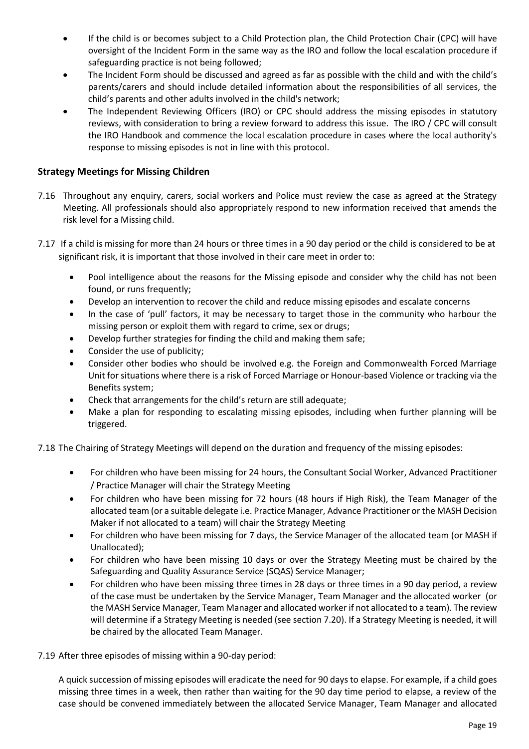- If the child is or becomes subject to a Child Protection plan, the Child Protection Chair (CPC) will have oversight of the Incident Form in the same way as the IRO and follow the local escalation procedure if safeguarding practice is not being followed;
- The Incident Form should be discussed and agreed as far as possible with the child and with the child's parents/carers and should include detailed information about the responsibilities of all services, the child's parents and other adults involved in the child's network;
- The Independent Reviewing Officers (IRO) or CPC should address the missing episodes in statutory reviews, with consideration to bring a review forward to address this issue. The IRO / CPC will consult the IRO Handbook and commence the local escalation procedure in cases where the local authority's response to missing episodes is not in line with this protocol.

## Strategy Meetings for Missing Children

7.16 Throughout any enquiry, carers, social workers and Police must review the case as agreed at the Strategy Meeting. All professionals should also appropriately respond to new information received that amends the risk level for a Missing child.

7.17 If a child is missing for more than 24 hours or three times in a 90 day period or the child is considered to be at significant risk, it is important that those involved in their care meet in order to:

- Pool intelligence about the reasons for the Missing episode and consider why the child has not been found, or runs frequently;
- Develop an intervention to recover the child and reduce missing episodes and escalate concerns
- In the case of 'pull' factors, it may be necessary to target those in the community who harbour the missing person or exploit them with regard to crime, sex or drugs;
- Develop further strategies for finding the child and making them safe;
- Consider the use of publicity;
- Consider other bodies who should be involved e.g. the Foreign and Commonwealth Forced Marriage Unit for situations where there is a risk of Forced Marriage or Honour-based Violence or tracking via the Benefits system;
- Check that arrangements for the child's return are still adequate;
- Make a plan for responding to escalating missing episodes, including when further planning will be triggered.

7.18 The Chairing of Strategy Meetings will depend on the duration and frequency of the missing episodes:

- For children who have been missing for 24 hours, the Consultant Social Worker, Advanced Practitioner / Practice Manager will chair the Strategy Meeting
- For children who have been missing for 72 hours (48 hours if High Risk), the Team Manager of the allocated team (or a suitable delegate i.e. Practice Manager, Advance Practitioner or the MASH Decision Maker if not allocated to a team) will chair the Strategy Meeting
- For children who have been missing for 7 days, the Service Manager of the allocated team (or MASH if Unallocated);
- For children who have been missing 10 days or over the Strategy Meeting must be chaired by the Safeguarding and Quality Assurance Service (SQAS) Service Manager;
- For children who have been missing three times in 28 days or three times in a 90 day period, a review of the case must be undertaken by the Service Manager, Team Manager and the allocated worker (or the MASH Service Manager, Team Manager and allocated worker if not allocated to a team). The review will determine if a Strategy Meeting is needed (see section 7.20). If a Strategy Meeting is needed, it will be chaired by the allocated Team Manager.

7.19 After three episodes of missing within a 90-day period:

A quick succession of missing episodes will eradicate the need for 90 days to elapse. For example, if a child goes missing three times in a week, then rather than waiting for the 90 day time period to elapse, a review of the case should be convened immediately between the allocated Service Manager, Team Manager and allocated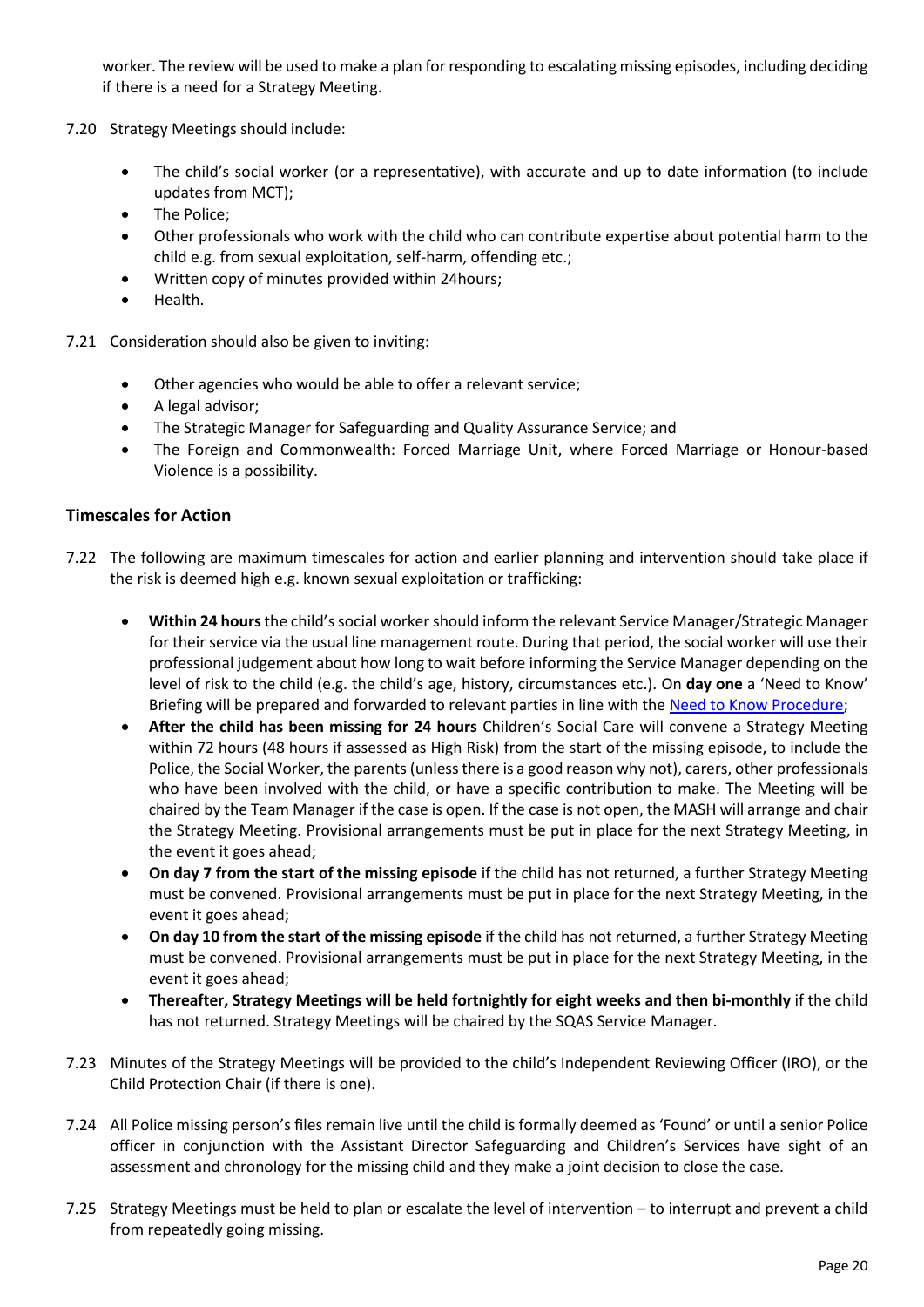worker. The review will be used to make a plan for responding to escalating missing episodes, including deciding if there is a need for a Strategy Meeting.

7.20 Strategy Meetings should include:

- The child's social worker (or a representative), with accurate and up to date information (to include updates from MCT);
- The Police;
- Other professionals who work with the child who can contribute expertise about potential harm to the child e.g. from sexual exploitation, self-harm, offending etc.;
- Written copy of minutes provided within 24hours;
- Health.

7.21 Consideration should also be given to inviting:

- Other agencies who would be able to offer a relevant service;
- A legal advisor;
- The Strategic Manager for Safeguarding and Quality Assurance Service; and
- The Foreign and Commonwealth: Forced Marriage Unit, where Forced Marriage or Honour-based Violence is a possibility.

### Timescales for Action

7.22 The following are maximum timescales for action and earlier planning and intervention should take place if the risk is deemed high e.g. known sexual exploitation or trafficking:

- **Within 24 hours** the child's social worker should inform the relevant Service Manager/Strategic Manager for their service via the usual line management route. During that period, the social worker will use their professional judgement about how long to wait before informing the Service Manager depending on the level of risk to the child (e.g. the child's age, history, circumstances etc.). On **day one** a 'Need to Know' Briefing will be prepared and forwarded to relevant parties in line with the Need to Know Procedure;
- **After the child has been missing for 24 hours** Children's Social Care will convene a Strategy Meeting within 72 hours (48 hours if assessed as High Risk) from the start of the missing episode, to include the Police, the Social Worker, the parents (unless there is a good reason why not), carers, other professionals who have been involved with the child, or have a specific contribution to make. The Meeting will be chaired by the Team Manager if the case is open. If the case is not open, the MASH will arrange and chair the Strategy Meeting. Provisional arrangements must be put in place for the next Strategy Meeting, in the event it goes ahead;
- **On day 7 from the start of the missing episode** if the child has not returned, a further Strategy Meeting must be convened. Provisional arrangements must be put in place for the next Strategy Meeting, in the event it goes ahead;
- **On day 10 from the start of the missing episode** if the child has not returned, a further Strategy Meeting must be convened. Provisional arrangements must be put in place for the next Strategy Meeting, in the event it goes ahead;
- **Thereafter, Strategy Meetings will be held fortnightly for eight weeks and then bi-monthly** if the child has not returned. Strategy Meetings will be chaired by the SQAS Service Manager.

7.23 Minutes of the Strategy Meetings will be provided to the child's Independent Reviewing Officer (IRO), or the Child Protection Chair (if there is one).

7.24 All Police missing person's files remain live until the child is formally deemed as 'Found' or until a senior Police officer in conjunction with the Assistant Director Safeguarding and Children's Services have sight of an assessment and chronology for the missing child and they make a joint decision to close the case.

7.25 Strategy Meetings must be held to plan or escalate the level of intervention – to interrupt and prevent a child from repeatedly going missing.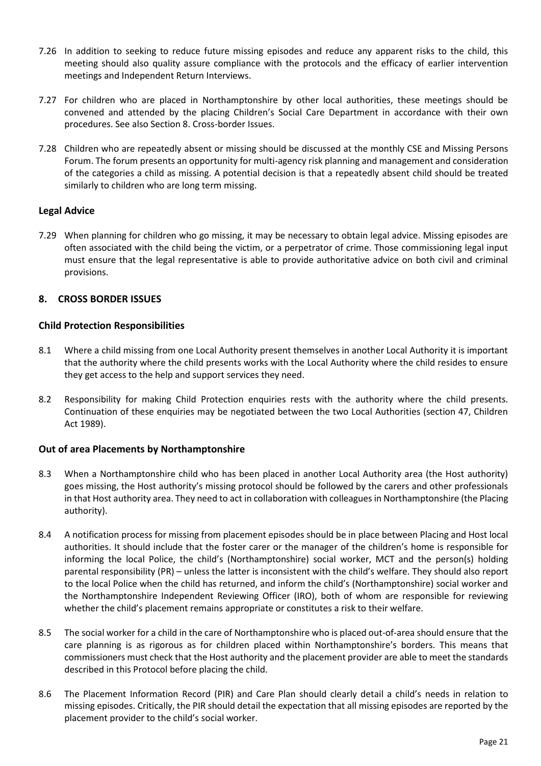7.26 In addition to seeking to reduce future missing episodes and reduce any apparent risks to the child, this meeting should also quality assure compliance with the protocols and the efficacy of earlier intervention meetings and Independent Return Interviews.

7.27 For children who are placed in Northamptonshire by other local authorities, these meetings should be convened and attended by the placing Children's Social Care Department in accordance with their own procedures. See also Section 8. Cross-border Issues.

7.28 Children who are repeatedly absent or missing should be discussed at the monthly CSE and Missing Persons Forum. The forum presents an opportunity for multi-agency risk planning and management and consideration of the categories a child as missing. A potential decision is that a repeatedly absent child should be treated similarly to children who are long term missing.

### Legal Advice

7.29 When planning for children who go missing, it may be necessary to obtain legal advice. Missing episodes are often associated with the child being the victim, or a perpetrator of crime. Those commissioning legal input must ensure that the legal representative is able to provide authoritative advice on both civil and criminal provisions.

## 8. CROSS BORDER ISSUES

### Child Protection Responsibilities

8.1 Where a child missing from one Local Authority present themselves in another Local Authority it is important that the authority where the child presents works with the Local Authority where the child resides to ensure they get access to the help and support services they need.

8.2 Responsibility for making Child Protection enquiries rests with the authority where the child presents. Continuation of these enquiries may be negotiated between the two Local Authorities (section 47, Children Act 1989).

### Out of area Placements by Northamptonshire

8.3 When a Northamptonshire child who has been placed in another Local Authority area (the Host authority) goes missing, the Host authority's missing protocol should be followed by the carers and other professionals in that Host authority area. They need to act in collaboration with colleagues in Northamptonshire (the Placing authority).

8.4 A notification process for missing from placement episodes should be in place between Placing and Host local authorities. It should include that the foster carer or the manager of the children's home is responsible for informing the local Police, the child's (Northamptonshire) social worker, MCT and the person(s) holding parental responsibility (PR) – unless the latter is inconsistent with the child's welfare. They should also report to the local Police when the child has returned, and inform the child's (Northamptonshire) social worker and the Northamptonshire Independent Reviewing Officer (IRO), both of whom are responsible for reviewing whether the child's placement remains appropriate or constitutes a risk to their welfare.

8.5 The social worker for a child in the care of Northamptonshire who is placed out-of-area should ensure that the care planning is as rigorous as for children placed within Northamptonshire's borders. This means that commissioners must check that the Host authority and the placement provider are able to meet the standards described in this Protocol before placing the child.

8.6 The Placement Information Record (PIR) and Care Plan should clearly detail a child's needs in relation to missing episodes. Critically, the PIR should detail the expectation that all missing episodes are reported by the placement provider to the child's social worker.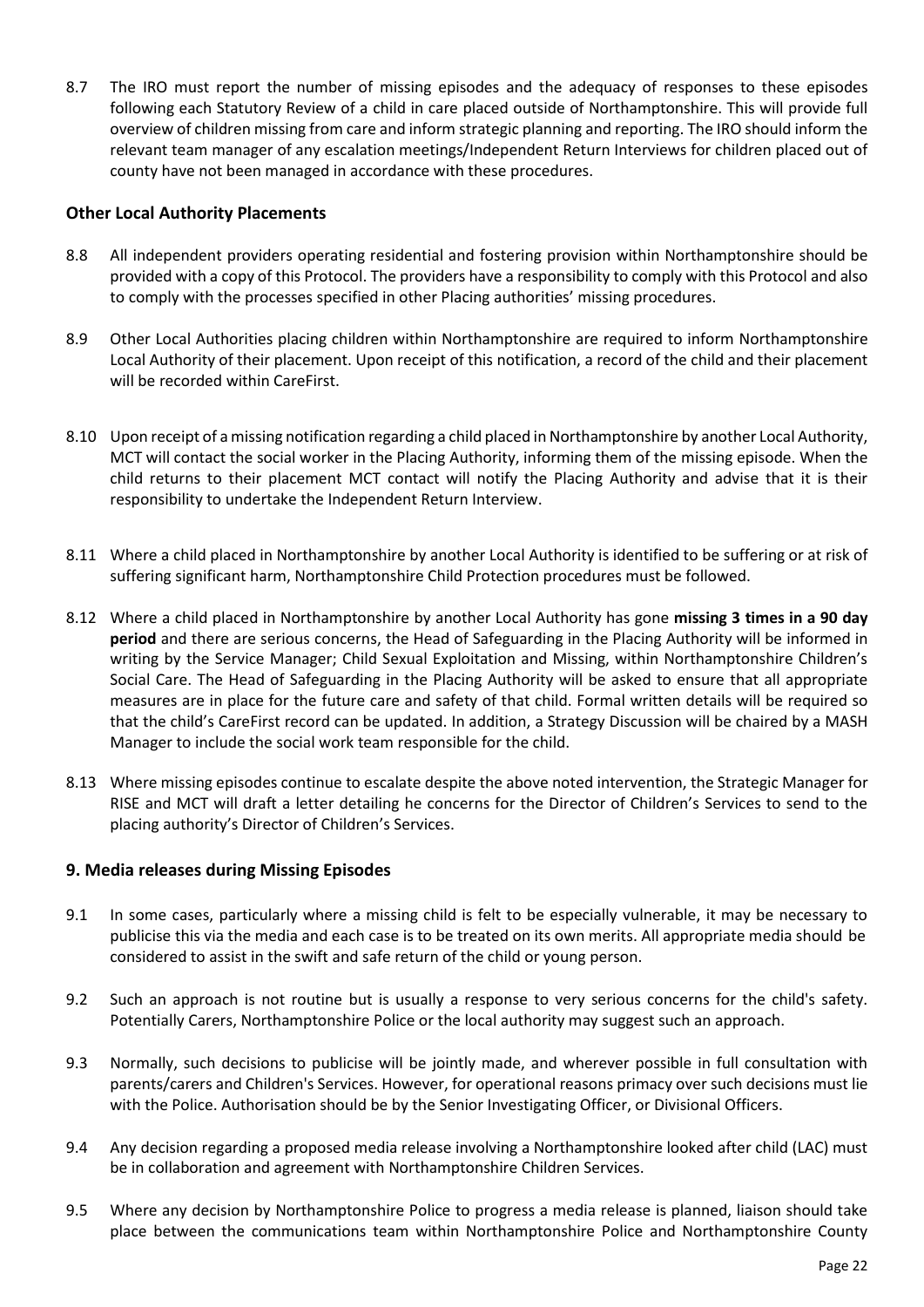8.7 The IRO must report the number of missing episodes and the adequacy of responses to these episodes following each Statutory Review of a child in care placed outside of Northamptonshire. This will provide full overview of children missing from care and inform strategic planning and reporting. The IRO should inform the relevant team manager of any escalation meetings/Independent Return Interviews for children placed out of county have not been managed in accordance with these procedures.

### Other Local Authority Placements

8.8 All independent providers operating residential and fostering provision within Northamptonshire should be provided with a copy of this Protocol. The providers have a responsibility to comply with this Protocol and also to comply with the processes specified in other Placing authorities' missing procedures.

8.9 Other Local Authorities placing children within Northamptonshire are required to inform Northamptonshire Local Authority of their placement. Upon receipt of this notification, a record of the child and their placement will be recorded within CareFirst.

8.10 Upon receipt of a missing notification regarding a child placed in Northamptonshire by another Local Authority, MCT will contact the social worker in the Placing Authority, informing them of the missing episode. When the child returns to their placement MCT contact will notify the Placing Authority and advise that it is their responsibility to undertake the Independent Return Interview.

8.11 Where a child placed in Northamptonshire by another Local Authority is identified to be suffering or at risk of suffering significant harm, Northamptonshire Child Protection procedures must be followed.

8.12 Where a child placed in Northamptonshire by another Local Authority has gone **missing 3 times in a 90 day period** and there are serious concerns, the Head of Safeguarding in the Placing Authority will be informed in writing by the Service Manager; Child Sexual Exploitation and Missing, within Northamptonshire Children's Social Care. The Head of Safeguarding in the Placing Authority will be asked to ensure that all appropriate measures are in place for the future care and safety of that child. Formal written details will be required so that the child's CareFirst record can be updated. In addition, a Strategy Discussion will be chaired by a MASH Manager to include the social work team responsible for the child.

8.13 Where missing episodes continue to escalate despite the above noted intervention, the Strategic Manager for RISE and MCT will draft a letter detailing he concerns for the Director of Children's Services to send to the placing authority's Director of Children's Services.

## 9. Media releases during Missing Episodes

9.1 In some cases, particularly where a missing child is felt to be especially vulnerable, it may be necessary to publicise this via the media and each case is to be treated on its own merits. All appropriate media should be considered to assist in the swift and safe return of the child or young person.

9.2 Such an approach is not routine but is usually a response to very serious concerns for the child's safety. Potentially Carers, Northamptonshire Police or the local authority may suggest such an approach.

9.3 Normally, such decisions to publicise will be jointly made, and wherever possible in full consultation with parents/carers and Children's Services. However, for operational reasons primacy over such decisions must lie with the Police. Authorisation should be by the Senior Investigating Officer, or Divisional Officers.

9.4 Any decision regarding a proposed media release involving a Northamptonshire looked after child (LAC) must be in collaboration and agreement with Northamptonshire Children Services.

9.5 Where any decision by Northamptonshire Police to progress a media release is planned, liaison should take place between the communications team within Northamptonshire Police and Northamptonshire County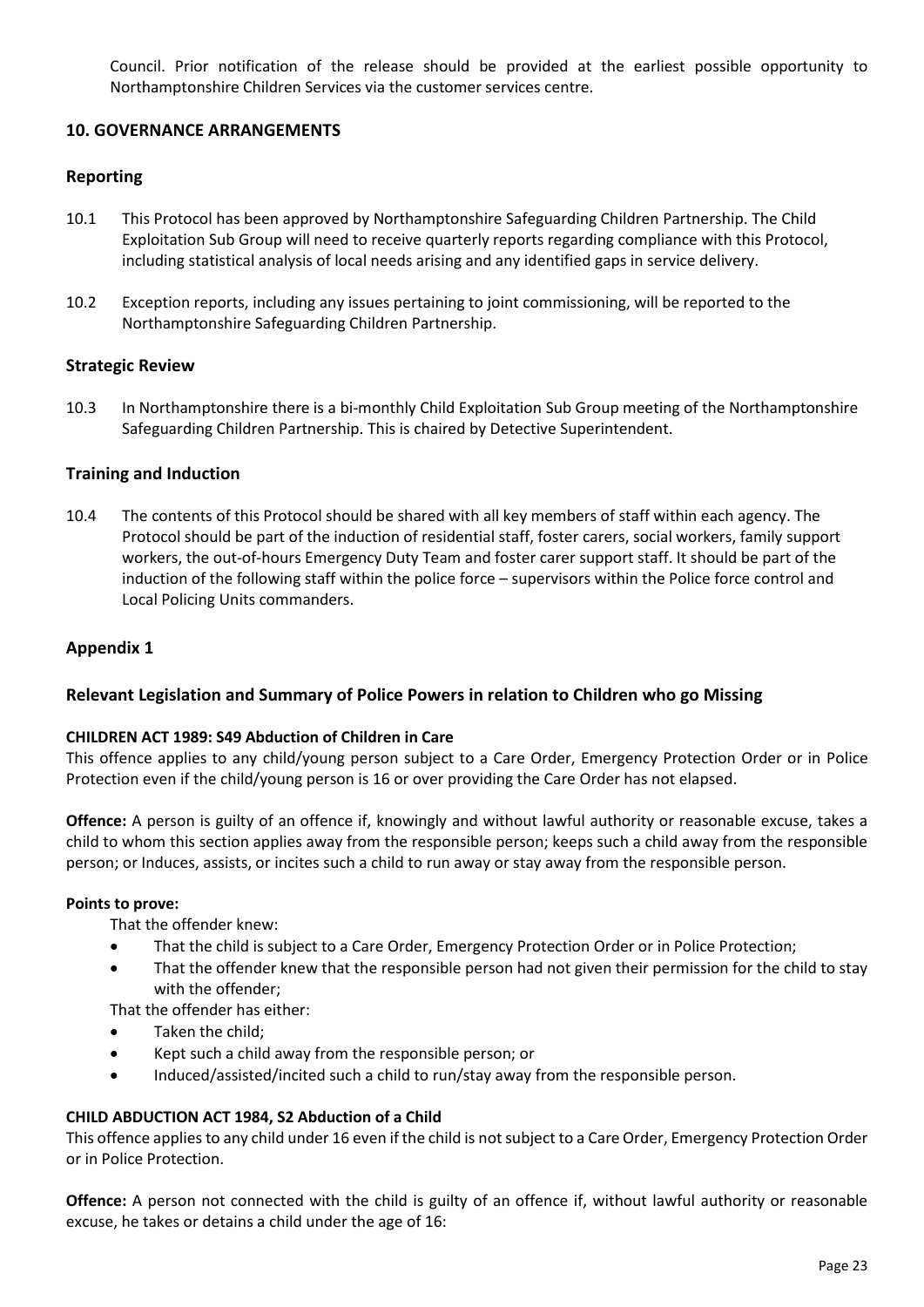Council. Prior notification of the release should be provided at the earliest possible opportunity to Northamptonshire Children Services via the customer services centre.

## 10. GOVERNANCE ARRANGEMENTS

### Reporting

10.1 This Protocol has been approved by Northamptonshire Safeguarding Children Partnership. The Child Exploitation Sub Group will need to receive quarterly reports regarding compliance with this Protocol, including statistical analysis of local needs arising and any identified gaps in service delivery.

10.2 Exception reports, including any issues pertaining to joint commissioning, will be reported to the Northamptonshire Safeguarding Children Partnership.

### Strategic Review

10.3 In Northamptonshire there is a bi-monthly Child Exploitation Sub Group meeting of the Northamptonshire Safeguarding Children Partnership. This is chaired by Detective Superintendent.

### Training and Induction

10.4 The contents of this Protocol should be shared with all key members of staff within each agency. The Protocol should be part of the induction of residential staff, foster carers, social workers, family support workers, the out-of-hours Emergency Duty Team and foster carer support staff. It should be part of the induction of the following staff within the police force – supervisors within the Police force control and Local Policing Units commanders.

## Appendix 1

### Relevant Legislation and Summary of Police Powers in relation to Children who go Missing

**CHILDREN ACT 1989: S49 Abduction of Children in Care**

This offence applies to any child/young person subject to a Care Order, Emergency Protection Order or in Police Protection even if the child/young person is 16 or over providing the Care Order has not elapsed.

**Offence:** A person is guilty of an offence if, knowingly and without lawful authority or reasonable excuse, takes a child to whom this section applies away from the responsible person; keeps such a child away from the responsible person; or Induces, assists, or incites such a child to run away or stay away from the responsible person.

**Points to prove:**

That the offender knew:

- That the child is subject to a Care Order, Emergency Protection Order or in Police Protection;
- That the offender knew that the responsible person had not given their permission for the child to stay with the offender;

That the offender has either:

- Taken the child;
- Kept such a child away from the responsible person; or
- Induced/assisted/incited such a child to run/stay away from the responsible person.

**CHILD ABDUCTION ACT 1984, S2 Abduction of a Child**

This offence applies to any child under 16 even if the child is not subject to a Care Order, Emergency Protection Order or in Police Protection.

**Offence:** A person not connected with the child is guilty of an offence if, without lawful authority or reasonable excuse, he takes or detains a child under the age of 16: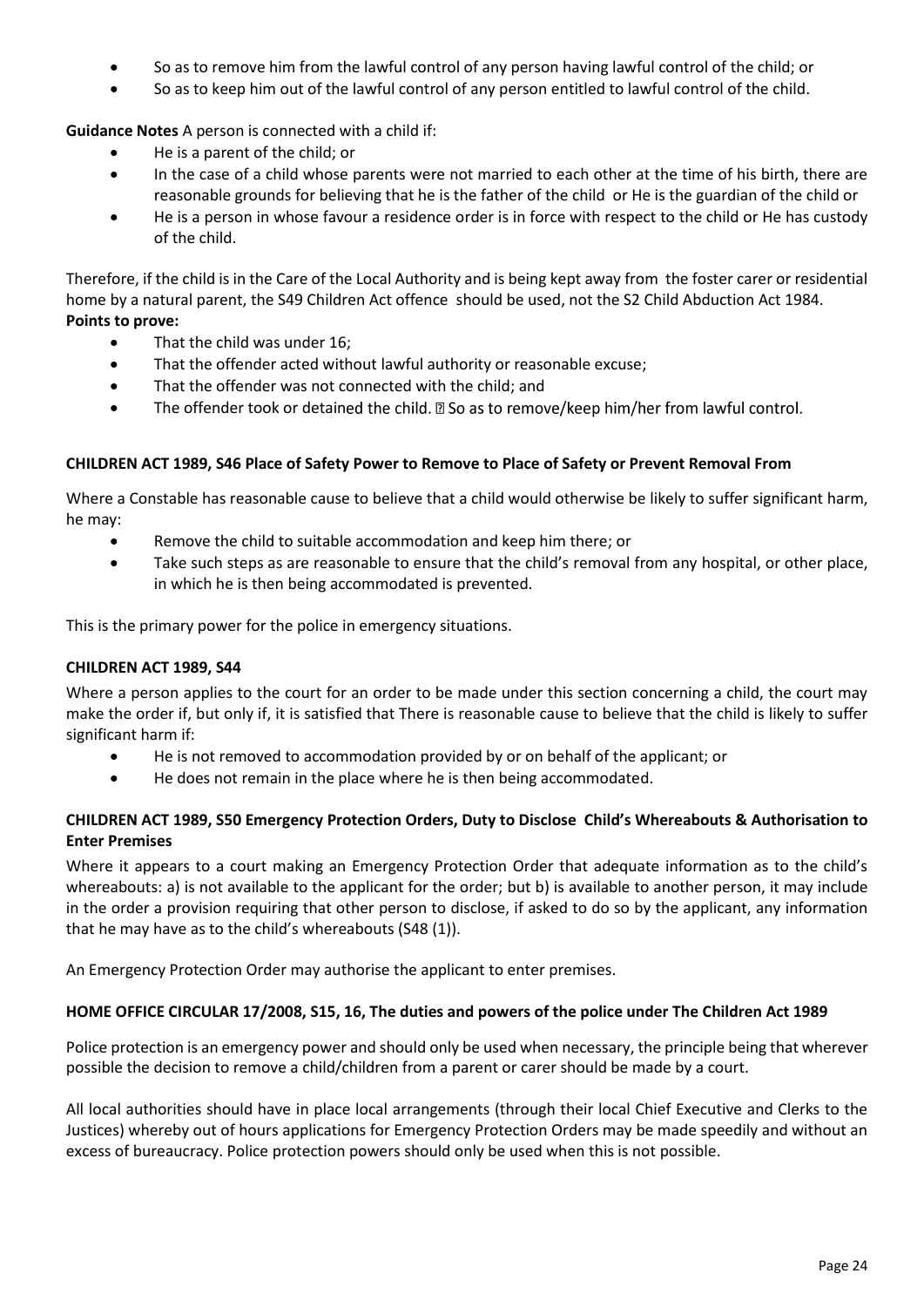- So as to remove him from the lawful control of any person having lawful control of the child; or
- So as to keep him out of the lawful control of any person entitled to lawful control of the child.

**Guidance Notes** A person is connected with a child if:

- He is a parent of the child; or
- In the case of a child whose parents were not married to each other at the time of his birth, there are reasonable grounds for believing that he is the father of the child or He is the guardian of the child or
- He is a person in whose favour a residence order is in force with respect to the child or He has custody of the child.

Therefore, if the child is in the Care of the Local Authority and is being kept away from the foster carer or residential home by a natural parent, the S49 Children Act offence should be used, not the S2 Child Abduction Act 1984.

**Points to prove:**

- That the child was under 16;
- That the offender acted without lawful authority or reasonable excuse;
- That the offender was not connected with the child; and
- The offender took or detained the child. So as to remove/keep him/her from lawful control.

**CHILDREN ACT 1989, S46 Place of Safety Power to Remove to Place of Safety or Prevent Removal From**

Where a Constable has reasonable cause to believe that a child would otherwise be likely to suffer significant harm, he may:

- Remove the child to suitable accommodation and keep him there; or
- Take such steps as are reasonable to ensure that the child's removal from any hospital, or other place, in which he is then being accommodated is prevented.

This is the primary power for the police in emergency situations.

**CHILDREN ACT 1989, S44**

Where a person applies to the court for an order to be made under this section concerning a child, the court may make the order if, but only if, it is satisfied that There is reasonable cause to believe that the child is likely to suffer significant harm if:

- He is not removed to accommodation provided by or on behalf of the applicant; or
- He does not remain in the place where he is then being accommodated.

**CHILDREN ACT 1989, S50 Emergency Protection Orders, Duty to Disclose Child's Whereabouts & Authorisation to Enter Premises**

Where it appears to a court making an Emergency Protection Order that adequate information as to the child's whereabouts: a) is not available to the applicant for the order; but b) is available to another person, it may include in the order a provision requiring that other person to disclose, if asked to do so by the applicant, any information that he may have as to the child's whereabouts (S48 (1)).

An Emergency Protection Order may authorise the applicant to enter premises.

**HOME OFFICE CIRCULAR 17/2008, S15, 16, The duties and powers of the police under The Children Act 1989**

Police protection is an emergency power and should only be used when necessary, the principle being that wherever possible the decision to remove a child/children from a parent or carer should be made by a court.

All local authorities should have in place local arrangements (through their local Chief Executive and Clerks to the Justices) whereby out of hours applications for Emergency Protection Orders may be made speedily and without an excess of bureaucracy. Police protection powers should only be used when this is not possible.